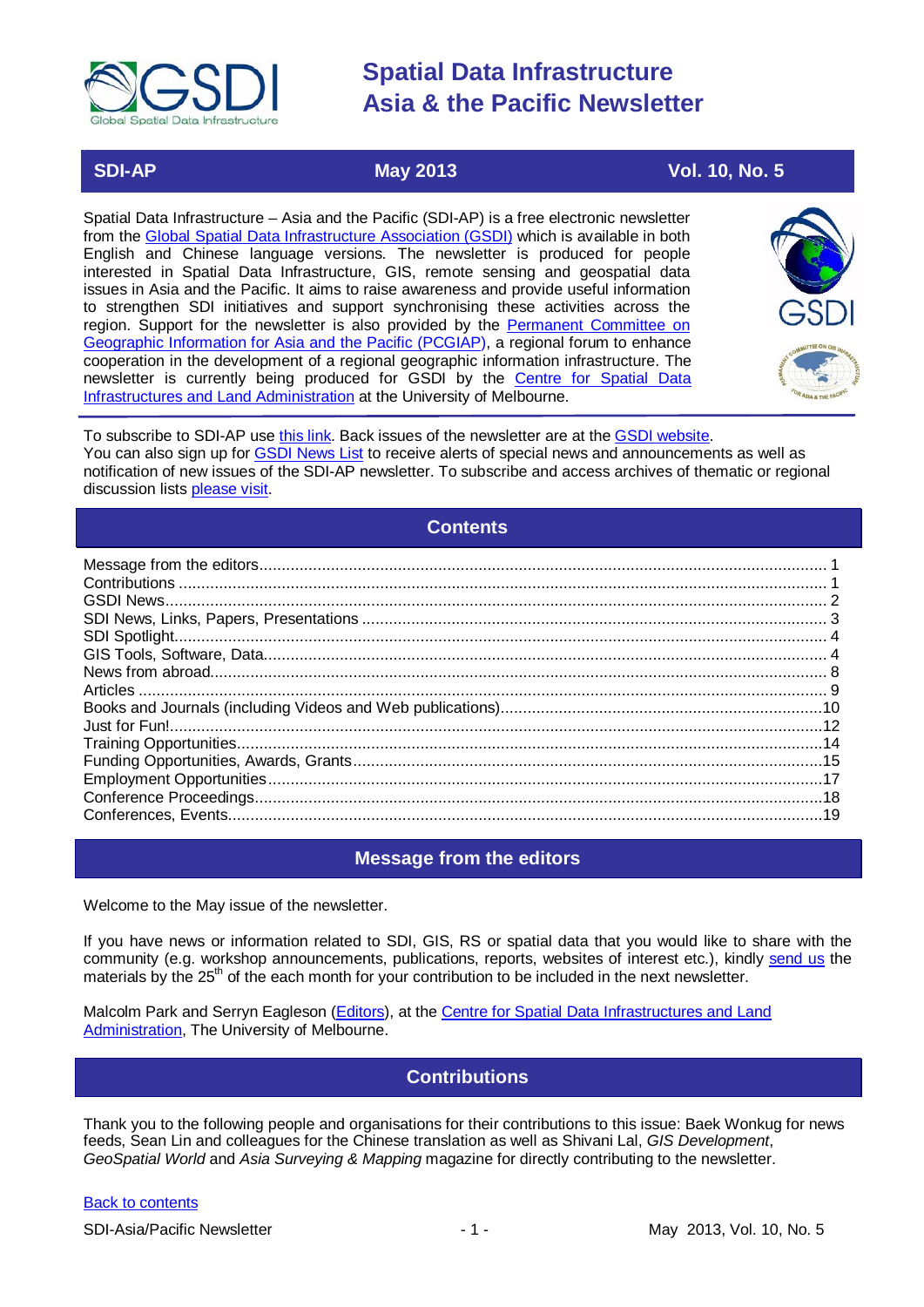# Spatial Data Infrastructure Asia & the Pacific Newsletter

**SDI-AP** | **May 2013** | **Vol. 10, No. 5**

Spatial Data Infrastructure – Asia and the Pacific (SDI-AP) is a free electronic newsletter from the Global Spatial Data Infrastructure Association (GSDI) which is available in both English and Chinese language versions. The newsletter is produced for people interested in Spatial Data Infrastructure, GIS, remote sensing and geospatial data issues in Asia and the Pacific. It aims to raise awareness and provide useful information to strengthen SDI initiatives and support synchronising these activities across the region. Support for the newsletter is also provided by the Permanent Committee on Geographic Information for Asia and the Pacific (PCGIAP), a regional forum to enhance cooperation in the development of a regional geographic information infrastructure. The newsletter is currently being produced for GSDI by the Centre for Spatial Data Infrastructures and Land Administration at the University of Melbourne.

To subscribe to SDI-AP use this link. Back issues of the newsletter are at the GSDI website.
You can also sign up for GSDI News List to receive alerts of special news and announcements as well as notification of new issues of the SDI-AP newsletter. To subscribe and access archives of thematic or regional discussion lists please visit.

## Contents

- Message from the editors ... 1
- Contributions ... 1
- GSDI News ... 2
- SDI News, Links, Papers, Presentations ... 3
- SDI Spotlight ... 4
- GIS Tools, Software, Data ... 4
- News from abroad ... 8
- Articles ... 9
- Books and Journals (including Videos and Web publications) ... 10
- Just for Fun! ... 12
- Training Opportunities ... 14
- Funding Opportunities, Awards, Grants ... 15
- Employment Opportunities ... 17
- Conference Proceedings ... 18
- Conferences, Events ... 19

## Message from the editors

Welcome to the May issue of the newsletter.

If you have news or information related to SDI, GIS, RS or spatial data that you would like to share with the community (e.g. workshop announcements, publications, reports, websites of interest etc.), kindly send us the materials by the 25th of the each month for your contribution to be included in the next newsletter.

Malcolm Park and Serryn Eagleson (Editors), at the Centre for Spatial Data Infrastructures and Land Administration, The University of Melbourne.

## Contributions

Thank you to the following people and organisations for their contributions to this issue: Baek Wonkug for news feeds, Sean Lin and colleagues for the Chinese translation as well as Shivani Lal, *GIS Development*, *GeoSpatial World* and *Asia Surveying & Mapping* magazine for directly contributing to the newsletter.

Back to contents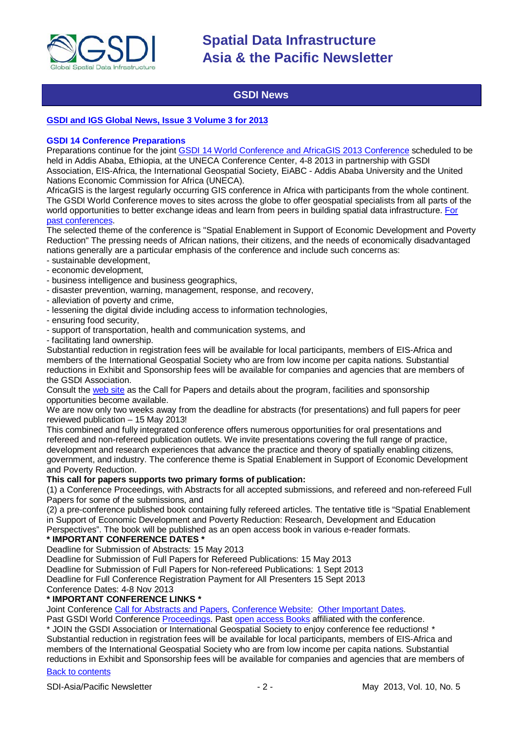## GSDI News

**[GSDI and IGS Global News, Issue 3 Volume 3 for 2013]**

**GSDI 14 Conference Preparations**

Preparations continue for the joint GSDI 14 World Conference and AfricaGIS 2013 Conference scheduled to be held in Addis Ababa, Ethiopia, at the UNECA Conference Center, 4-8 2013 in partnership with GSDI Association, EIS-Africa, the International Geospatial Society, EiABC - Addis Ababa University and the United Nations Economic Commission for Africa (UNECA).

AfricaGIS is the largest regularly occurring GIS conference in Africa with participants from the whole continent. The GSDI World Conference moves to sites across the globe to offer geospatial specialists from all parts of the world opportunities to better exchange ideas and learn from peers in building spatial data infrastructure. For past conferences.

The selected theme of the conference is "Spatial Enablement in Support of Economic Development and Poverty Reduction" The pressing needs of African nations, their citizens, and the needs of economically disadvantaged nations generally are a particular emphasis of the conference and include such concerns as:

- sustainable development,
- economic development,
- business intelligence and business geographics,
- disaster prevention, warning, management, response, and recovery,
- alleviation of poverty and crime,
- lessening the digital divide including access to information technologies,
- ensuring food security,
- support of transportation, health and communication systems, and
- facilitating land ownership.

Substantial reduction in registration fees will be available for local participants, members of EIS-Africa and members of the International Geospatial Society who are from low income per capita nations. Substantial reductions in Exhibit and Sponsorship fees will be available for companies and agencies that are members of the GSDI Association.

Consult the web site as the Call for Papers and details about the program, facilities and sponsorship opportunities become available.

We are now only two weeks away from the deadline for abstracts (for presentations) and full papers for peer reviewed publication – 15 May 2013!

This combined and fully integrated conference offers numerous opportunities for oral presentations and refereed and non-refereed publication outlets. We invite presentations covering the full range of practice, development and research experiences that advance the practice and theory of spatially enabling citizens, government, and industry. The conference theme is Spatial Enablement in Support of Economic Development and Poverty Reduction.

**This call for papers supports two primary forms of publication:**

(1) a Conference Proceedings, with Abstracts for all accepted submissions, and refereed and non-refereed Full Papers for some of the submissions, and

(2) a pre-conference published book containing fully refereed articles. The tentative title is "Spatial Enablement in Support of Economic Development and Poverty Reduction: Research, Development and Education Perspectives". The book will be published as an open access book in various e-reader formats.

**\* IMPORTANT CONFERENCE DATES \***

Deadline for Submission of Abstracts: 15 May 2013
Deadline for Submission of Full Papers for Refereed Publications: 15 May 2013
Deadline for Submission of Full Papers for Non-refereed Publications: 1 Sept 2013
Deadline for Full Conference Registration Payment for All Presenters 15 Sept 2013
Conference Dates: 4-8 Nov 2013

**\* IMPORTANT CONFERENCE LINKS \***

Joint Conference Call for Abstracts and Papers, Conference Website: Other Important Dates.
Past GSDI World Conference Proceedings. Past open access Books affiliated with the conference.

\* JOIN the GSDI Association or International Geospatial Society to enjoy conference fee reductions! \*

Substantial reduction in registration fees will be available for local participants, members of EIS-Africa and members of the International Geospatial Society who are from low income per capita nations. Substantial reductions in Exhibit and Sponsorship fees will be available for companies and agencies that are members of

Back to contents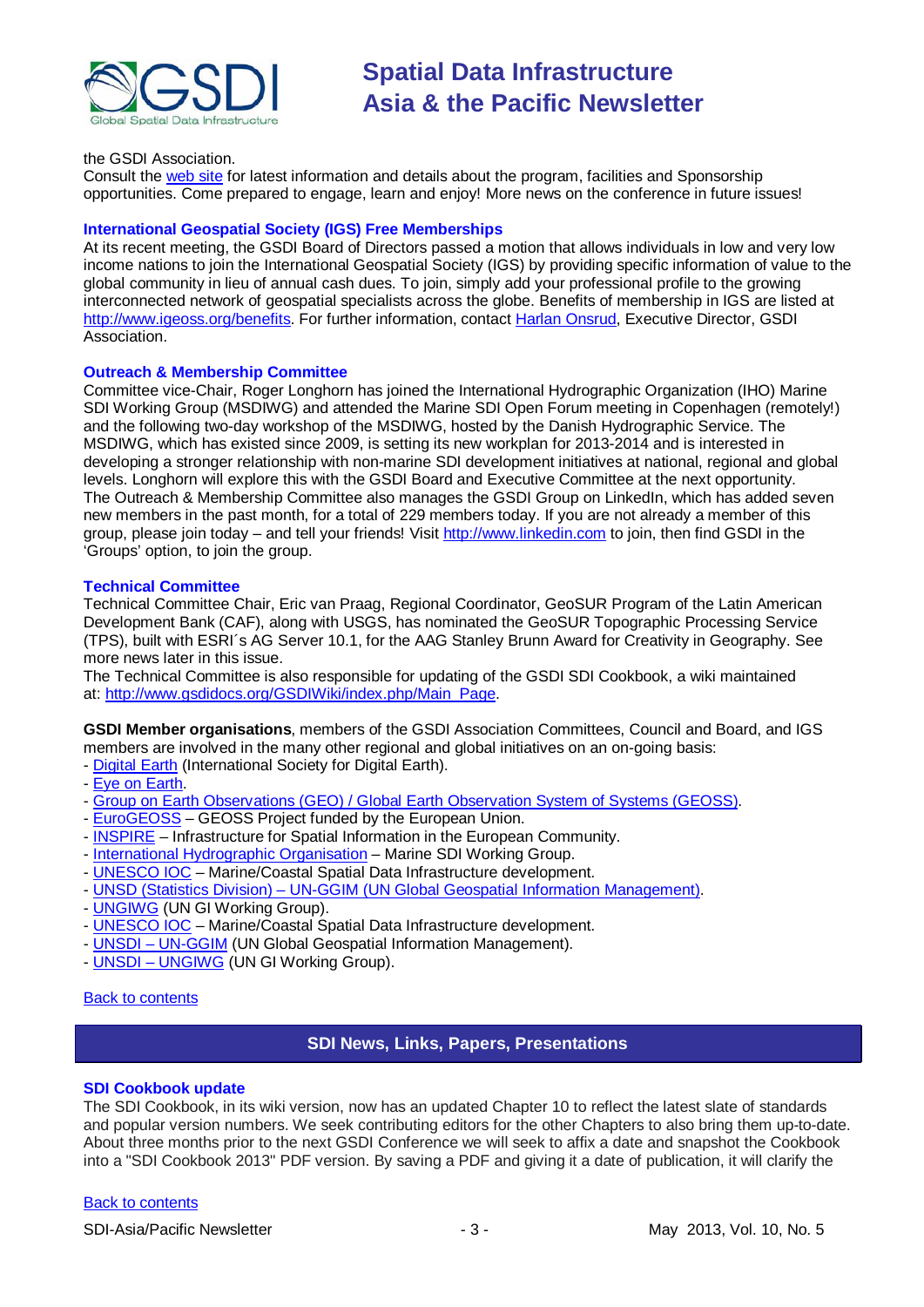the GSDI Association.
Consult the web site for latest information and details about the program, facilities and Sponsorship opportunities. Come prepared to engage, learn and enjoy! More news on the conference in future issues!

### International Geospatial Society (IGS) Free Memberships

At its recent meeting, the GSDI Board of Directors passed a motion that allows individuals in low and very low income nations to join the International Geospatial Society (IGS) by providing specific information of value to the global community in lieu of annual cash dues. To join, simply add your professional profile to the growing interconnected network of geospatial specialists across the globe. Benefits of membership in IGS are listed at http://www.igeoss.org/benefits. For further information, contact Harlan Onsrud, Executive Director, GSDI Association.

### Outreach & Membership Committee

Committee vice-Chair, Roger Longhorn has joined the International Hydrographic Organization (IHO) Marine SDI Working Group (MSDIWG) and attended the Marine SDI Open Forum meeting in Copenhagen (remotely!) and the following two-day workshop of the MSDIWG, hosted by the Danish Hydrographic Service. The MSDIWG, which has existed since 2009, is setting its new workplan for 2013-2014 and is interested in developing a stronger relationship with non-marine SDI development initiatives at national, regional and global levels. Longhorn will explore this with the GSDI Board and Executive Committee at the next opportunity.
The Outreach & Membership Committee also manages the GSDI Group on LinkedIn, which has added seven new members in the past month, for a total of 229 members today. If you are not already a member of this group, please join today – and tell your friends! Visit http://www.linkedin.com to join, then find GSDI in the 'Groups' option, to join the group.

### Technical Committee

Technical Committee Chair, Eric van Praag, Regional Coordinator, GeoSUR Program of the Latin American Development Bank (CAF), along with USGS, has nominated the GeoSUR Topographic Processing Service (TPS), built with ESRI´s AG Server 10.1, for the AAG Stanley Brunn Award for Creativity in Geography. See more news later in this issue.
The Technical Committee is also responsible for updating of the GSDI SDI Cookbook, a wiki maintained at: http://www.gsdidocs.org/GSDIWiki/index.php/Main_Page.

**GSDI Member organisations**, members of the GSDI Association Committees, Council and Board, and IGS members are involved in the many other regional and global initiatives on an on-going basis:

- Digital Earth (International Society for Digital Earth).
- Eye on Earth.
- Group on Earth Observations (GEO) / Global Earth Observation System of Systems (GEOSS).
- EuroGEOSS – GEOSS Project funded by the European Union.
- INSPIRE – Infrastructure for Spatial Information in the European Community.
- International Hydrographic Organisation – Marine SDI Working Group.
- UNESCO IOC – Marine/Coastal Spatial Data Infrastructure development.
- UNSD (Statistics Division) – UN-GGIM (UN Global Geospatial Information Management).
- UNGIWG (UN GI Working Group).
- UNESCO IOC – Marine/Coastal Spatial Data Infrastructure development.
- UNSDI – UN-GGIM (UN Global Geospatial Information Management).
- UNSDI – UNGIWG (UN GI Working Group).

Back to contents

## SDI News, Links, Papers, Presentations

### SDI Cookbook update

The SDI Cookbook, in its wiki version, now has an updated Chapter 10 to reflect the latest slate of standards and popular version numbers. We seek contributing editors for the other Chapters to also bring them up-to-date. About three months prior to the next GSDI Conference we will seek to affix a date and snapshot the Cookbook into a "SDI Cookbook 2013" PDF version. By saving a PDF and giving it a date of publication, it will clarify the

Back to contents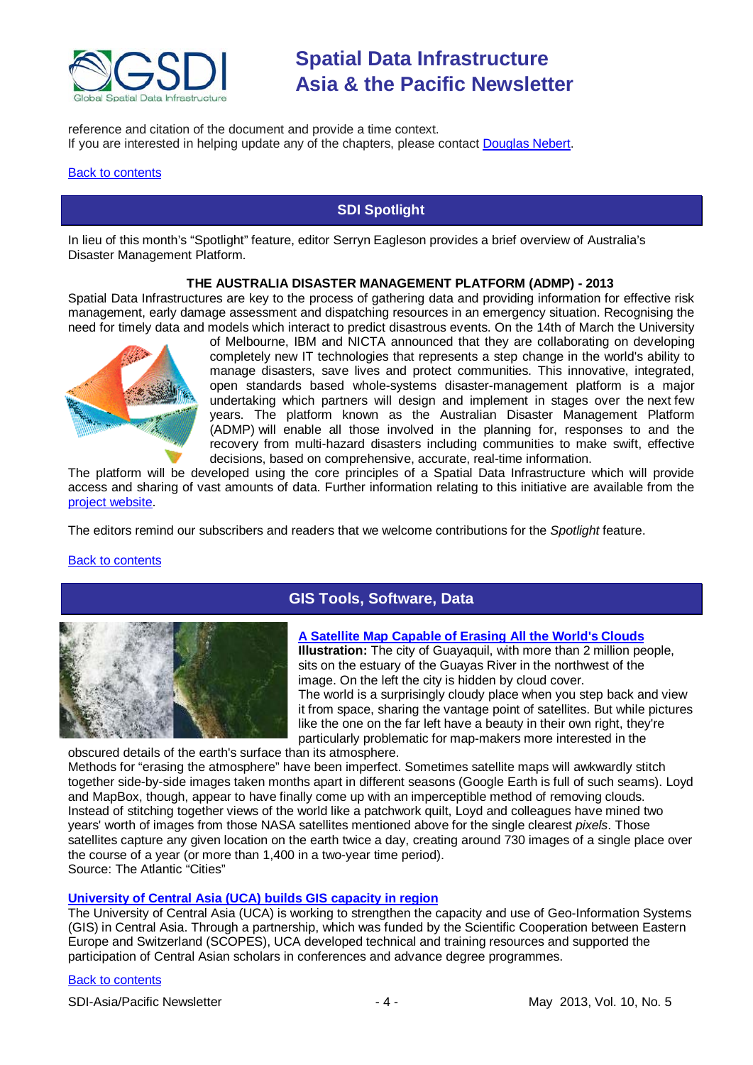reference and citation of the document and provide a time context.
If you are interested in helping update any of the chapters, please contact [Douglas Nebert](#).

[Back to contents](#)

## SDI Spotlight

In lieu of this month's "Spotlight" feature, editor Serryn Eagleson provides a brief overview of Australia's Disaster Management Platform.

### THE AUSTRALIA DISASTER MANAGEMENT PLATFORM (ADMP) - 2013

Spatial Data Infrastructures are key to the process of gathering data and providing information for effective risk management, early damage assessment and dispatching resources in an emergency situation. Recognising the need for timely data and models which interact to predict disastrous events. On the 14th of March the University of Melbourne, IBM and NICTA announced that they are collaborating on developing completely new IT technologies that represents a step change in the world's ability to manage disasters, save lives and protect communities. This innovative, integrated, open standards based whole-systems disaster-management platform is a major undertaking which partners will design and implement in stages over the next few years. The platform known as the Australian Disaster Management Platform (ADMP) will enable all those involved in the planning for, responses to and the recovery from multi-hazard disasters including communities to make swift, effective decisions, based on comprehensive, accurate, real-time information.

The platform will be developed using the core principles of a Spatial Data Infrastructure which will provide access and sharing of vast amounts of data. Further information relating to this initiative are available from the [project website](#).

The editors remind our subscribers and readers that we welcome contributions for the *Spotlight* feature.

[Back to contents](#)

## GIS Tools, Software, Data

### [A Satellite Map Capable of Erasing All the World's Clouds](#)

**Illustration:** The city of Guayaquil, with more than 2 million people, sits on the estuary of the Guayas River in the northwest of the image. On the left the city is hidden by cloud cover.

The world is a surprisingly cloudy place when you step back and view it from space, sharing the vantage point of satellites. But while pictures like the one on the far left have a beauty in their own right, they're particularly problematic for map-makers more interested in the obscured details of the earth's surface than its atmosphere.

Methods for "erasing the atmosphere" have been imperfect. Sometimes satellite maps will awkwardly stitch together side-by-side images taken months apart in different seasons (Google Earth is full of such seams). Loyd and MapBox, though, appear to have finally come up with an imperceptible method of removing clouds. Instead of stitching together views of the world like a patchwork quilt, Loyd and colleagues have mined two years' worth of images from those NASA satellites mentioned above for the single clearest *pixels*. Those satellites capture any given location on the earth twice a day, creating around 730 images of a single place over the course of a year (or more than 1,400 in a two-year time period).

Source: The Atlantic "Cities"

### [University of Central Asia (UCA) builds GIS capacity in region](#)

The University of Central Asia (UCA) is working to strengthen the capacity and use of Geo-Information Systems (GIS) in Central Asia. Through a partnership, which was funded by the Scientific Cooperation between Eastern Europe and Switzerland (SCOPES), UCA developed technical and training resources and supported the participation of Central Asian scholars in conferences and advance degree programmes.

[Back to contents](#)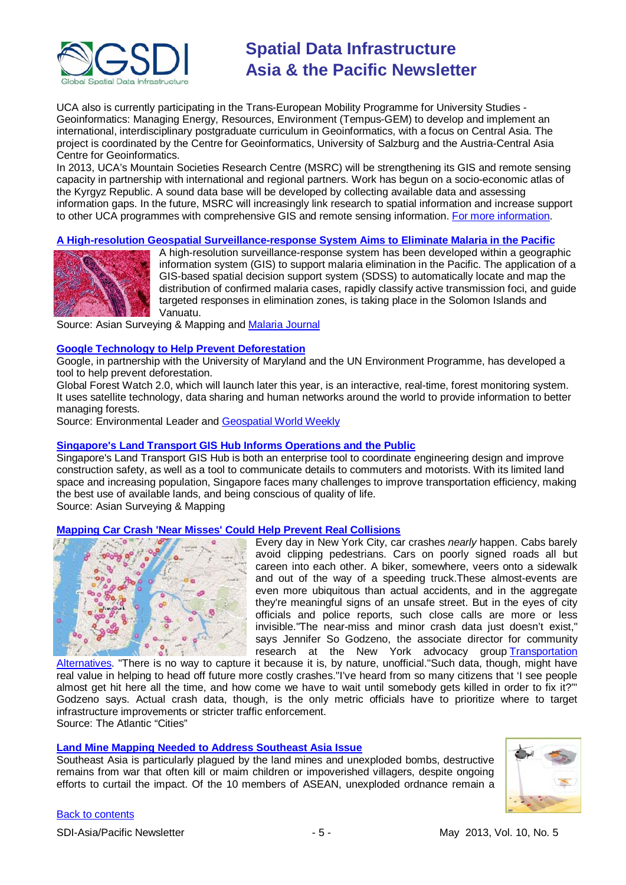UCA also is currently participating in the Trans-European Mobility Programme for University Studies - Geoinformatics: Managing Energy, Resources, Environment (Tempus-GEM) to develop and implement an international, interdisciplinary postgraduate curriculum in Geoinformatics, with a focus on Central Asia. The project is coordinated by the Centre for Geoinformatics, University of Salzburg and the Austria-Central Asia Centre for Geoinformatics.

In 2013, UCA's Mountain Societies Research Centre (MSRC) will be strengthening its GIS and remote sensing capacity in partnership with international and regional partners. Work has begun on a socio-economic atlas of the Kyrgyz Republic. A sound data base will be developed by collecting available data and assessing information gaps. In the future, MSRC will increasingly link research to spatial information and increase support to other UCA programmes with comprehensive GIS and remote sensing information. For more information.

### A High-resolution Geospatial Surveillance-response System Aims to Eliminate Malaria in the Pacific

A high-resolution surveillance-response system has been developed within a geographic information system (GIS) to support malaria elimination in the Pacific. The application of a GIS-based spatial decision support system (SDSS) to automatically locate and map the distribution of confirmed malaria cases, rapidly classify active transmission foci, and guide targeted responses in elimination zones, is taking place in the Solomon Islands and Vanuatu.

Source: Asian Surveying & Mapping and Malaria Journal

### Google Technology to Help Prevent Deforestation

Google, in partnership with the University of Maryland and the UN Environment Programme, has developed a tool to help prevent deforestation.

Global Forest Watch 2.0, which will launch later this year, is an interactive, real-time, forest monitoring system. It uses satellite technology, data sharing and human networks around the world to provide information to better managing forests.

Source: Environmental Leader and Geospatial World Weekly

### Singapore's Land Transport GIS Hub Informs Operations and the Public

Singapore's Land Transport GIS Hub is both an enterprise tool to coordinate engineering design and improve construction safety, as well as a tool to communicate details to commuters and motorists. With its limited land space and increasing population, Singapore faces many challenges to improve transportation efficiency, making the best use of available lands, and being conscious of quality of life.

Source: Asian Surveying & Mapping

### Mapping Car Crash 'Near Misses' Could Help Prevent Real Collisions

Every day in New York City, car crashes *nearly* happen. Cabs barely avoid clipping pedestrians. Cars on poorly signed roads all but careen into each other. A biker, somewhere, veers onto a sidewalk and out of the way of a speeding truck.These almost-events are even more ubiquitous than actual accidents, and in the aggregate they're meaningful signs of an unsafe street. But in the eyes of city officials and police reports, such close calls are more or less invisible."The near-miss and minor crash data just doesn't exist," says Jennifer So Godzeno, the associate director for community research at the New York advocacy group Transportation Alternatives. "There is no way to capture it because it is, by nature, unofficial."Such data, though, might have real value in helping to head off future more costly crashes."I've heard from so many citizens that 'I see people almost get hit here all the time, and how come we have to wait until somebody gets killed in order to fix it?'" Godzeno says. Actual crash data, though, is the only metric officials have to prioritize where to target infrastructure improvements or stricter traffic enforcement.

Source: The Atlantic "Cities"

### Land Mine Mapping Needed to Address Southeast Asia Issue

Southeast Asia is particularly plagued by the land mines and unexploded bombs, destructive remains from war that often kill or maim children or impoverished villagers, despite ongoing efforts to curtail the impact. Of the 10 members of ASEAN, unexploded ordnance remain a

Back to contents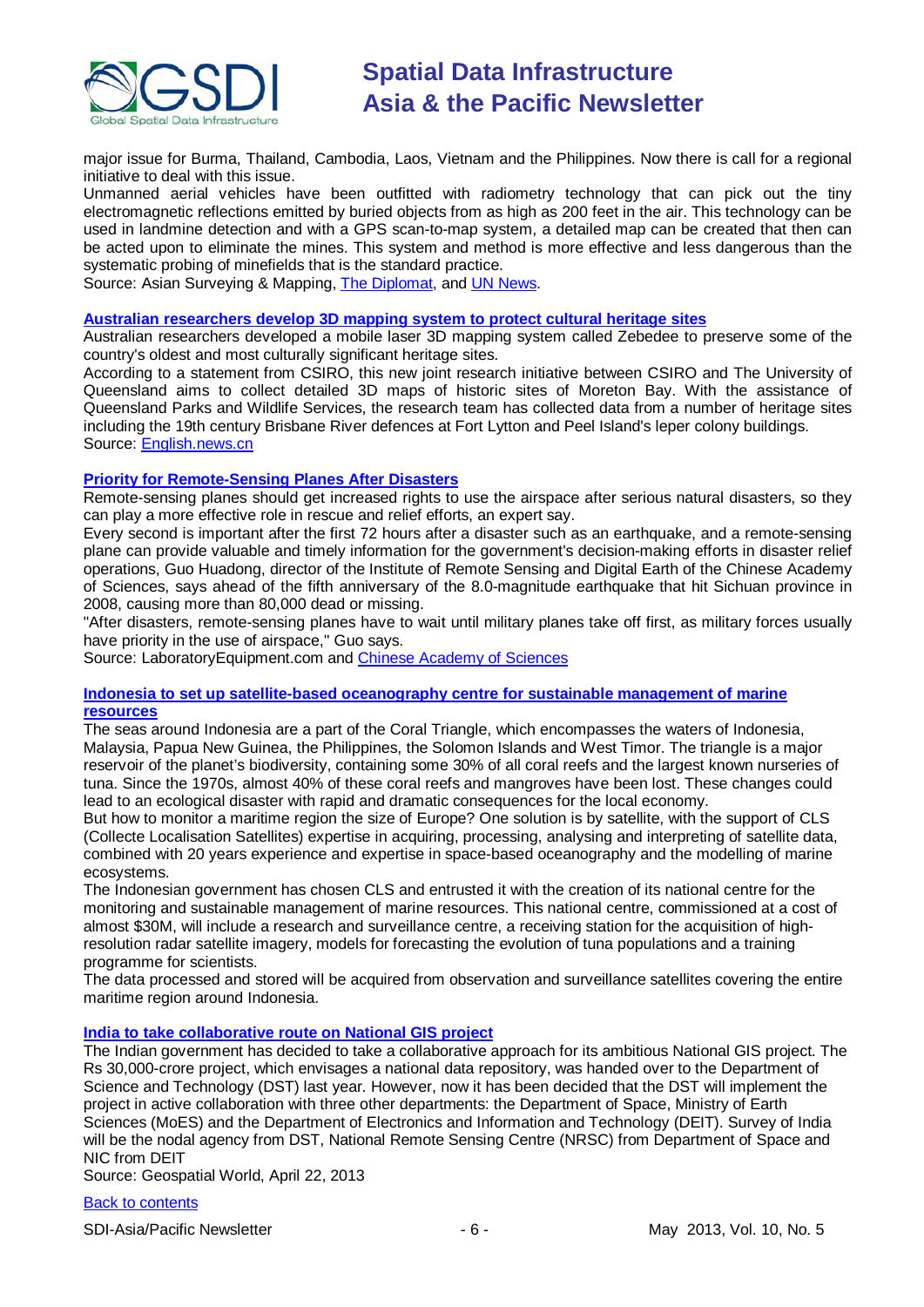major issue for Burma, Thailand, Cambodia, Laos, Vietnam and the Philippines. Now there is call for a regional initiative to deal with this issue.

Unmanned aerial vehicles have been outfitted with radiometry technology that can pick out the tiny electromagnetic reflections emitted by buried objects from as high as 200 feet in the air. This technology can be used in landmine detection and with a GPS scan-to-map system, a detailed map can be created that then can be acted upon to eliminate the mines. This system and method is more effective and less dangerous than the systematic probing of minefields that is the standard practice.

Source: Asian Surveying & Mapping, [The Diplomat](), and [UN News]().

### [Australian researchers develop 3D mapping system to protect cultural heritage sites]()

Australian researchers developed a mobile laser 3D mapping system called Zebedee to preserve some of the country's oldest and most culturally significant heritage sites.

According to a statement from CSIRO, this new joint research initiative between CSIRO and The University of Queensland aims to collect detailed 3D maps of historic sites of Moreton Bay. With the assistance of Queensland Parks and Wildlife Services, the research team has collected data from a number of heritage sites including the 19th century Brisbane River defences at Fort Lytton and Peel Island's leper colony buildings.

Source: [English.news.cn]()

### [Priority for Remote-Sensing Planes After Disasters]()

Remote-sensing planes should get increased rights to use the airspace after serious natural disasters, so they can play a more effective role in rescue and relief efforts, an expert say.

Every second is important after the first 72 hours after a disaster such as an earthquake, and a remote-sensing plane can provide valuable and timely information for the government's decision-making efforts in disaster relief operations, Guo Huadong, director of the Institute of Remote Sensing and Digital Earth of the Chinese Academy of Sciences, says ahead of the fifth anniversary of the 8.0-magnitude earthquake that hit Sichuan province in 2008, causing more than 80,000 dead or missing.

"After disasters, remote-sensing planes have to wait until military planes take off first, as military forces usually have priority in the use of airspace," Guo says.

Source: LaboratoryEquipment.com and [Chinese Academy of Sciences]()

### [Indonesia to set up satellite-based oceanography centre for sustainable management of marine resources]()

The seas around Indonesia are a part of the Coral Triangle, which encompasses the waters of Indonesia, Malaysia, Papua New Guinea, the Philippines, the Solomon Islands and West Timor. The triangle is a major reservoir of the planet's biodiversity, containing some 30% of all coral reefs and the largest known nurseries of tuna. Since the 1970s, almost 40% of these coral reefs and mangroves have been lost. These changes could lead to an ecological disaster with rapid and dramatic consequences for the local economy.

But how to monitor a maritime region the size of Europe? One solution is by satellite, with the support of CLS (Collecte Localisation Satellites) expertise in acquiring, processing, analysing and interpreting of satellite data, combined with 20 years experience and expertise in space-based oceanography and the modelling of marine ecosystems.

The Indonesian government has chosen CLS and entrusted it with the creation of its national centre for the monitoring and sustainable management of marine resources. This national centre, commissioned at a cost of almost $30M, will include a research and surveillance centre, a receiving station for the acquisition of high-resolution radar satellite imagery, models for forecasting the evolution of tuna populations and a training programme for scientists.

The data processed and stored will be acquired from observation and surveillance satellites covering the entire maritime region around Indonesia.

### [India to take collaborative route on National GIS project]()

The Indian government has decided to take a collaborative approach for its ambitious National GIS project. The Rs 30,000-crore project, which envisages a national data repository, was handed over to the Department of Science and Technology (DST) last year. However, now it has been decided that the DST will implement the project in active collaboration with three other departments: the Department of Space, Ministry of Earth Sciences (MoES) and the Department of Electronics and Information and Technology (DEIT). Survey of India will be the nodal agency from DST, National Remote Sensing Centre (NRSC) from Department of Space and NIC from DEIT

Source: Geospatial World, April 22, 2013

[Back to contents]()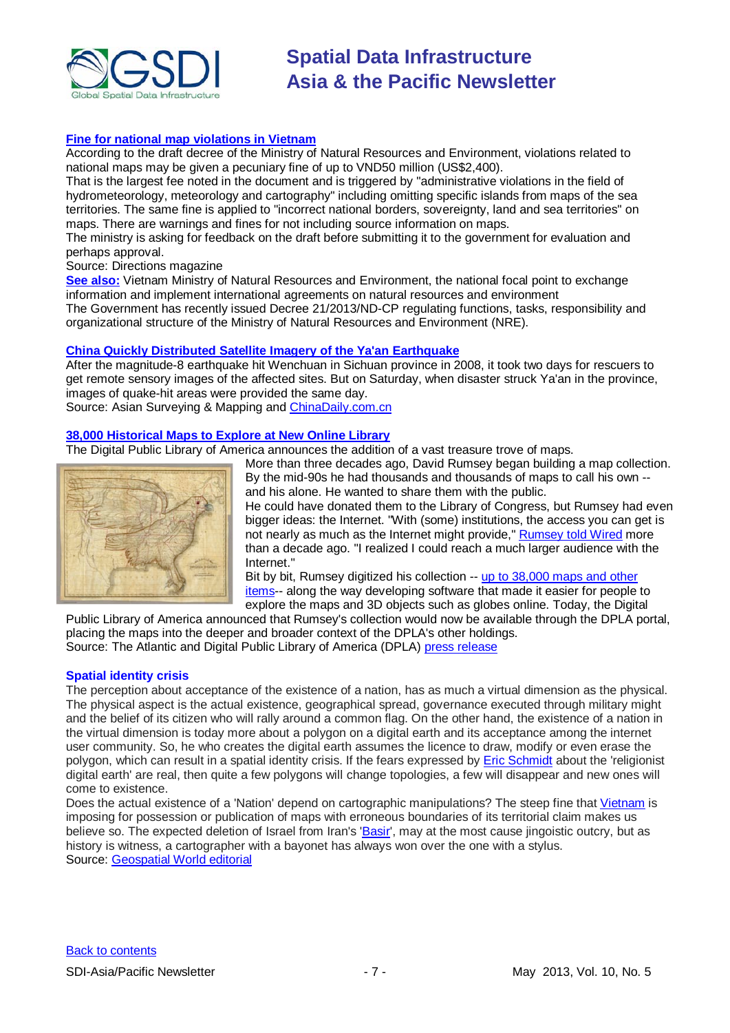### Fine for national map violations in Vietnam

According to the draft decree of the Ministry of Natural Resources and Environment, violations related to national maps may be given a pecuniary fine of up to VND50 million (US$2,400).

That is the largest fee noted in the document and is triggered by "administrative violations in the field of hydrometeorology, meteorology and cartography" including omitting specific islands from maps of the sea territories. The same fine is applied to "incorrect national borders, sovereignty, land and sea territories" on maps. There are warnings and fines for not including source information on maps.

The ministry is asking for feedback on the draft before submitting it to the government for evaluation and perhaps approval.

Source: Directions magazine

**See also:** Vietnam Ministry of Natural Resources and Environment, the national focal point to exchange information and implement international agreements on natural resources and environment

The Government has recently issued Decree 21/2013/ND-CP regulating functions, tasks, responsibility and organizational structure of the Ministry of Natural Resources and Environment (NRE).

### China Quickly Distributed Satellite Imagery of the Ya'an Earthquake

After the magnitude-8 earthquake hit Wenchuan in Sichuan province in 2008, it took two days for rescuers to get remote sensory images of the affected sites. But on Saturday, when disaster struck Ya'an in the province, images of quake-hit areas were provided the same day.

Source: Asian Surveying & Mapping and ChinaDaily.com.cn

### 38,000 Historical Maps to Explore at New Online Library

The Digital Public Library of America announces the addition of a vast treasure trove of maps.

More than three decades ago, David Rumsey began building a map collection. By the mid-90s he had thousands and thousands of maps to call his own -- and his alone. He wanted to share them with the public.

He could have donated them to the Library of Congress, but Rumsey had even bigger ideas: the Internet. "With (some) institutions, the access you can get is not nearly as much as the Internet might provide," Rumsey told Wired more than a decade ago. "I realized I could reach a much larger audience with the Internet."

Bit by bit, Rumsey digitized his collection -- up to 38,000 maps and other items-- along the way developing software that made it easier for people to explore the maps and 3D objects such as globes online. Today, the Digital Public Library of America announced that Rumsey's collection would now be available through the DPLA portal, placing the maps into the deeper and broader context of the DPLA's other holdings.

Source: The Atlantic and Digital Public Library of America (DPLA) press release

### Spatial identity crisis

The perception about acceptance of the existence of a nation, has as much a virtual dimension as the physical. The physical aspect is the actual existence, geographical spread, governance executed through military might and the belief of its citizen who will rally around a common flag. On the other hand, the existence of a nation in the virtual dimension is today more about a polygon on a digital earth and its acceptance among the internet user community. So, he who creates the digital earth assumes the licence to draw, modify or even erase the polygon, which can result in a spatial identity crisis. If the fears expressed by Eric Schmidt about the 'religionist digital earth' are real, then quite a few polygons will change topologies, a few will disappear and new ones will come to existence.

Does the actual existence of a 'Nation' depend on cartographic manipulations? The steep fine that Vietnam is imposing for possession or publication of maps with erroneous boundaries of its territorial claim makes us believe so. The expected deletion of Israel from Iran's 'Basir', may at the most cause jingoistic outcry, but as history is witness, a cartographer with a bayonet has always won over the one with a stylus.

Source: Geospatial World editorial

Back to contents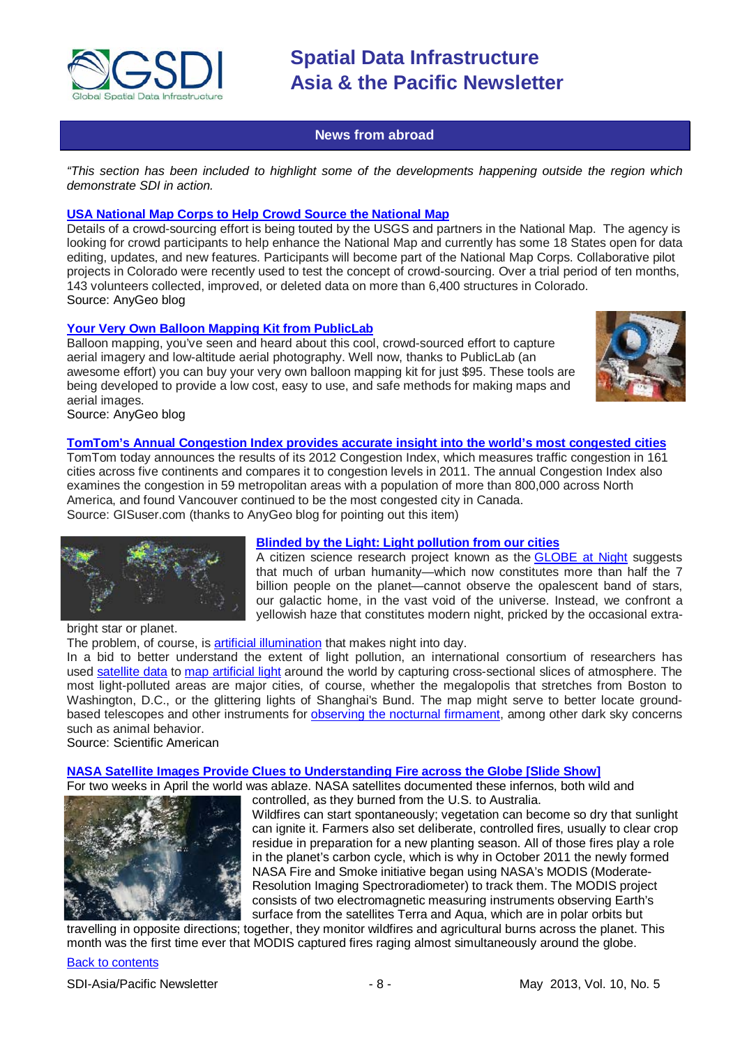## News from abroad

*"This section has been included to highlight some of the developments happening outside the region which demonstrate SDI in action.*

**USA National Map Corps to Help Crowd Source the National Map**

Details of a crowd-sourcing effort is being touted by the USGS and partners in the National Map. The agency is looking for crowd participants to help enhance the National Map and currently has some 18 States open for data editing, updates, and new features. Participants will become part of the National Map Corps. Collaborative pilot projects in Colorado were recently used to test the concept of crowd-sourcing. Over a trial period of ten months, 143 volunteers collected, improved, or deleted data on more than 6,400 structures in Colorado.
Source: AnyGeo blog

**Your Very Own Balloon Mapping Kit from PublicLab**

Balloon mapping, you've seen and heard about this cool, crowd-sourced effort to capture aerial imagery and low-altitude aerial photography. Well now, thanks to PublicLab (an awesome effort) you can buy your very own balloon mapping kit for just $95. These tools are being developed to provide a low cost, easy to use, and safe methods for making maps and aerial images.
Source: AnyGeo blog

**TomTom's Annual Congestion Index provides accurate insight into the world's most congested cities**

TomTom today announces the results of its 2012 Congestion Index, which measures traffic congestion in 161 cities across five continents and compares it to congestion levels in 2011. The annual Congestion Index also examines the congestion in 59 metropolitan areas with a population of more than 800,000 across North America, and found Vancouver continued to be the most congested city in Canada.
Source: GISuser.com (thanks to AnyGeo blog for pointing out this item)

**Blinded by the Light: Light pollution from our cities**

A citizen science research project known as the GLOBE at Night suggests that much of urban humanity—which now constitutes more than half the 7 billion people on the planet—cannot observe the opalescent band of stars, our galactic home, in the vast void of the universe. Instead, we confront a yellowish haze that constitutes modern night, pricked by the occasional extra-bright star or planet.

The problem, of course, is artificial illumination that makes night into day.

In a bid to better understand the extent of light pollution, an international consortium of researchers has used satellite data to map artificial light around the world by capturing cross-sectional slices of atmosphere. The most light-polluted areas are major cities, of course, whether the megalopolis that stretches from Boston to Washington, D.C., or the glittering lights of Shanghai's Bund. The map might serve to better locate ground-based telescopes and other instruments for observing the nocturnal firmament, among other dark sky concerns such as animal behavior.
Source: Scientific American

**NASA Satellite Images Provide Clues to Understanding Fire across the Globe [Slide Show]**

For two weeks in April the world was ablaze. NASA satellites documented these infernos, both wild and controlled, as they burned from the U.S. to Australia.

Wildfires can start spontaneously; vegetation can become so dry that sunlight can ignite it. Farmers also set deliberate, controlled fires, usually to clear crop residue in preparation for a new planting season. All of those fires play a role in the planet's carbon cycle, which is why in October 2011 the newly formed NASA Fire and Smoke initiative began using NASA's MODIS (Moderate-Resolution Imaging Spectroradiometer) to track them. The MODIS project consists of two electromagnetic measuring instruments observing Earth's surface from the satellites Terra and Aqua, which are in polar orbits but travelling in opposite directions; together, they monitor wildfires and agricultural burns across the planet. This month was the first time ever that MODIS captured fires raging almost simultaneously around the globe.

Back to contents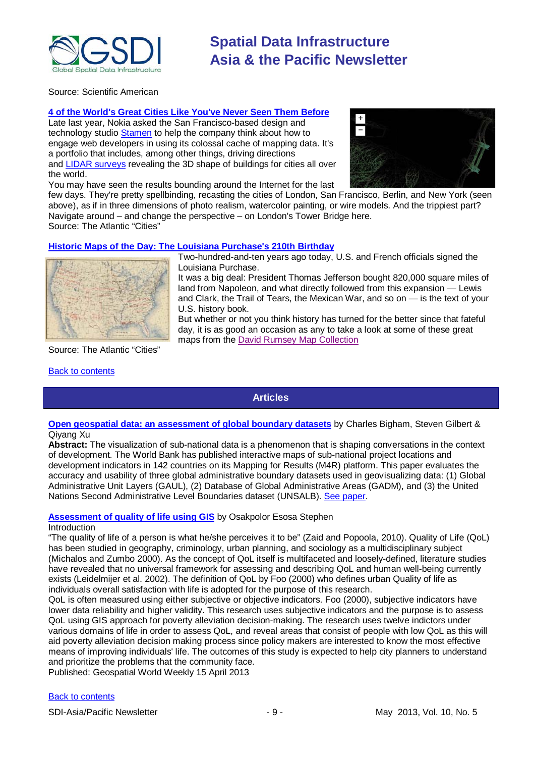Source: Scientific American

**4 of the World's Great Cities Like You've Never Seen Them Before**

Late last year, Nokia asked the San Francisco-based design and technology studio Stamen to help the company think about how to engage web developers in using its colossal cache of mapping data. It's a portfolio that includes, among other things, driving directions and LIDAR surveys revealing the 3D shape of buildings for cities all over the world.

You may have seen the results bounding around the Internet for the last few days. They're pretty spellbinding, recasting the cities of London, San Francisco, Berlin, and New York (seen above), as if in three dimensions of photo realism, watercolor painting, or wire models. And the trippiest part? Navigate around – and change the perspective – on London's Tower Bridge here.

Source: The Atlantic "Cities"

**Historic Maps of the Day: The Louisiana Purchase's 210th Birthday**

Two-hundred-and-ten years ago today, U.S. and French officials signed the Louisiana Purchase.

It was a big deal: President Thomas Jefferson bought 820,000 square miles of land from Napoleon, and what directly followed from this expansion — Lewis and Clark, the Trail of Tears, the Mexican War, and so on — is the text of your U.S. history book.

But whether or not you think history has turned for the better since that fateful day, it is as good an occasion as any to take a look at some of these great maps from the David Rumsey Map Collection

Source: The Atlantic "Cities"

Back to contents

## Articles

**Open geospatial data: an assessment of global boundary datasets** by Charles Bigham, Steven Gilbert & Qiyang Xu

**Abstract:** The visualization of sub-national data is a phenomenon that is shaping conversations in the context of development. The World Bank has published interactive maps of sub-national project locations and development indicators in 142 countries on its Mapping for Results (M4R) platform. This paper evaluates the accuracy and usability of three global administrative boundary datasets used in geovisualizing data: (1) Global Administrative Unit Layers (GAUL), (2) Database of Global Administrative Areas (GADM), and (3) the United Nations Second Administrative Level Boundaries dataset (UNSALB). See paper.

**Assessment of quality of life using GIS** by Osakpolor Esosa Stephen

Introduction

"The quality of life of a person is what he/she perceives it to be" (Zaid and Popoola, 2010). Quality of Life (QoL) has been studied in geography, criminology, urban planning, and sociology as a multidisciplinary subject (Michalos and Zumbo 2000). As the concept of QoL itself is multifaceted and loosely-defined, literature studies have revealed that no universal framework for assessing and describing QoL and human well-being currently exists (Leidelmijer et al. 2002). The definition of QoL by Foo (2000) who defines urban Quality of life as individuals overall satisfaction with life is adopted for the purpose of this research.

QoL is often measured using either subjective or objective indicators. Foo (2000), subjective indicators have lower data reliability and higher validity. This research uses subjective indicators and the purpose is to assess QoL using GIS approach for poverty alleviation decision-making. The research uses twelve indictors under various domains of life in order to assess QoL, and reveal areas that consist of people with low QoL as this will aid poverty alleviation decision making process since policy makers are interested to know the most effective means of improving individuals' life. The outcomes of this study is expected to help city planners to understand and prioritize the problems that the community face.

Published: Geospatial World Weekly 15 April 2013

Back to contents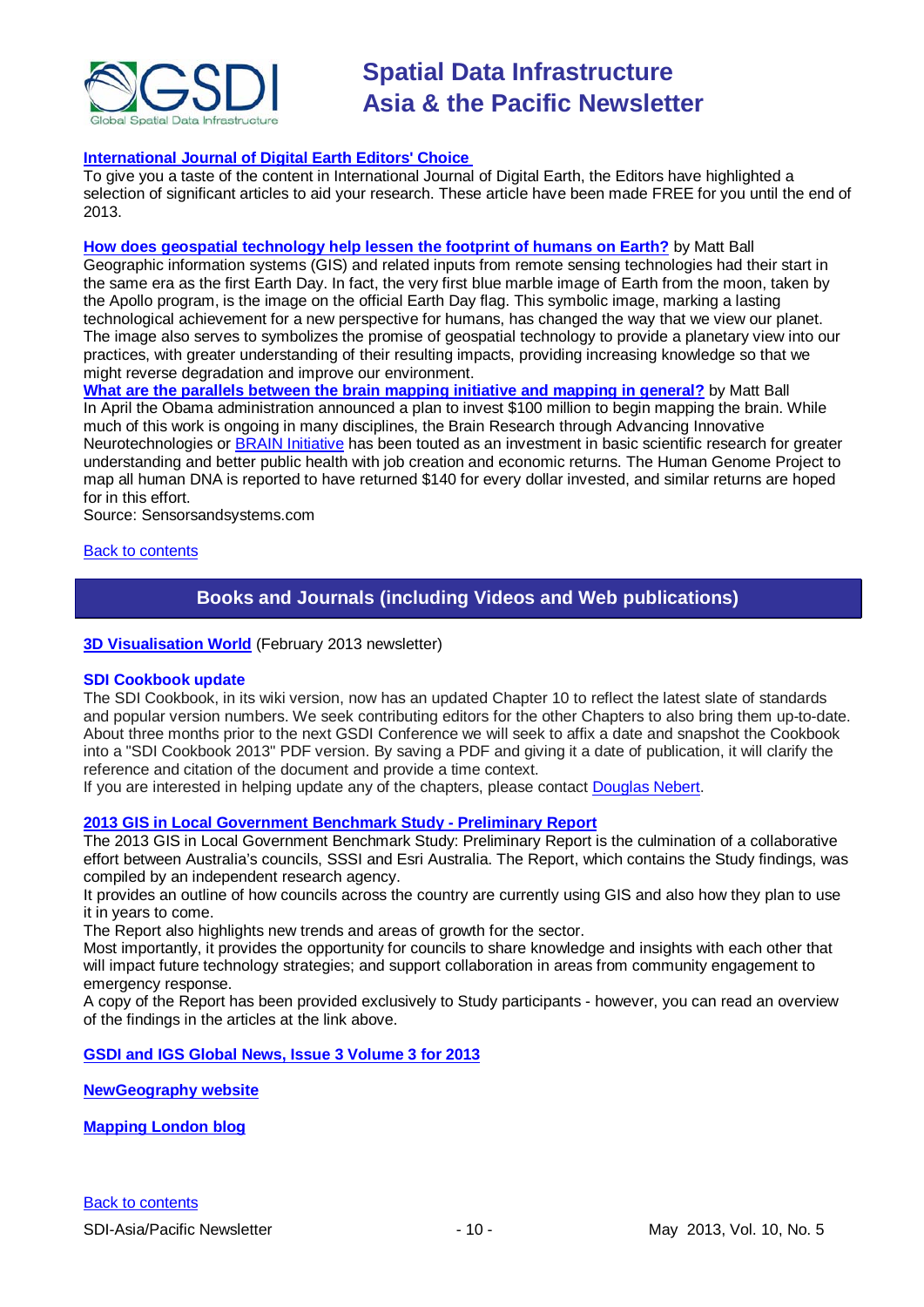**International Journal of Digital Earth Editors' Choice**

To give you a taste of the content in International Journal of Digital Earth, the Editors have highlighted a selection of significant articles to aid your research. These article have been made FREE for you until the end of 2013.

**How does geospatial technology help lessen the footprint of humans on Earth?** by Matt Ball

Geographic information systems (GIS) and related inputs from remote sensing technologies had their start in the same era as the first Earth Day. In fact, the very first blue marble image of Earth from the moon, taken by the Apollo program, is the image on the official Earth Day flag. This symbolic image, marking a lasting technological achievement for a new perspective for humans, has changed the way that we view our planet. The image also serves to symbolizes the promise of geospatial technology to provide a planetary view into our practices, with greater understanding of their resulting impacts, providing increasing knowledge so that we might reverse degradation and improve our environment.

**What are the parallels between the brain mapping initiative and mapping in general?** by Matt Ball

In April the Obama administration announced a plan to invest $100 million to begin mapping the brain. While much of this work is ongoing in many disciplines, the Brain Research through Advancing Innovative Neurotechnologies or BRAIN Initiative has been touted as an investment in basic scientific research for greater understanding and better public health with job creation and economic returns. The Human Genome Project to map all human DNA is reported to have returned $140 for every dollar invested, and similar returns are hoped for in this effort.

Source: Sensorsandsystems.com

Back to contents

## Books and Journals (including Videos and Web publications)

**3D Visualisation World** (February 2013 newsletter)

**SDI Cookbook update**

The SDI Cookbook, in its wiki version, now has an updated Chapter 10 to reflect the latest slate of standards and popular version numbers. We seek contributing editors for the other Chapters to also bring them up-to-date. About three months prior to the next GSDI Conference we will seek to affix a date and snapshot the Cookbook into a "SDI Cookbook 2013" PDF version. By saving a PDF and giving it a date of publication, it will clarify the reference and citation of the document and provide a time context.

If you are interested in helping update any of the chapters, please contact Douglas Nebert.

**2013 GIS in Local Government Benchmark Study - Preliminary Report**

The 2013 GIS in Local Government Benchmark Study: Preliminary Report is the culmination of a collaborative effort between Australia's councils, SSSI and Esri Australia. The Report, which contains the Study findings, was compiled by an independent research agency.

It provides an outline of how councils across the country are currently using GIS and also how they plan to use it in years to come.

The Report also highlights new trends and areas of growth for the sector.

Most importantly, it provides the opportunity for councils to share knowledge and insights with each other that will impact future technology strategies; and support collaboration in areas from community engagement to emergency response.

A copy of the Report has been provided exclusively to Study participants - however, you can read an overview of the findings in the articles at the link above.

**GSDI and IGS Global News, Issue 3 Volume 3 for 2013**

**NewGeography website**

**Mapping London blog**

Back to contents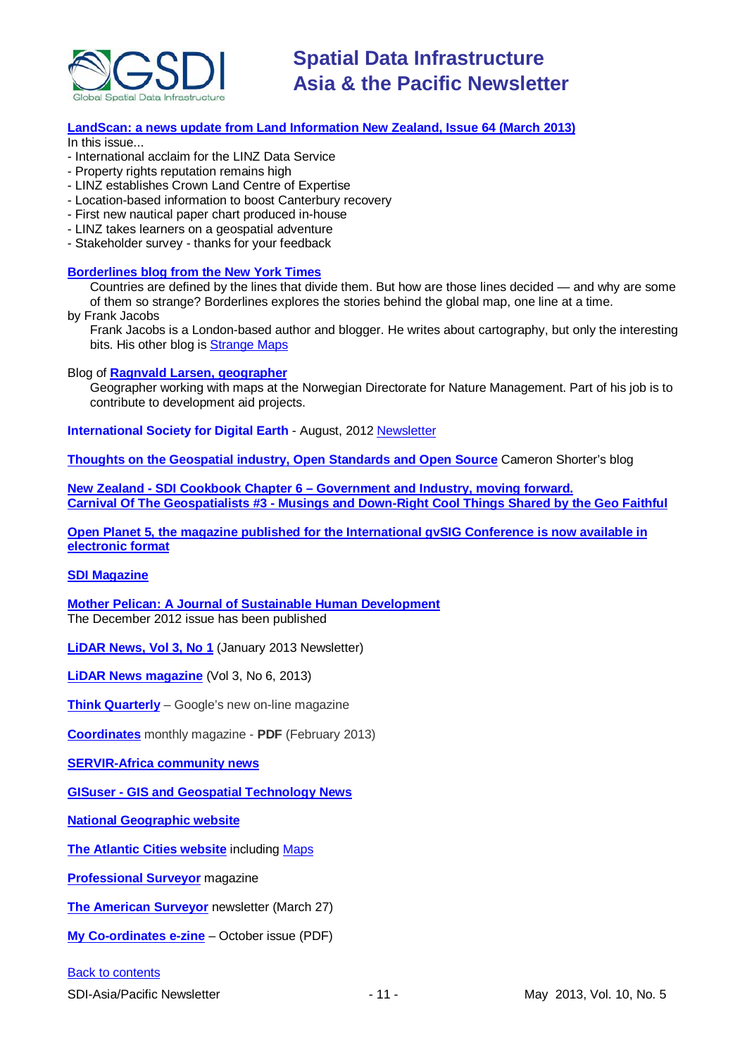**LandScan: a news update from Land Information New Zealand, Issue 64 (March 2013)**

In this issue...

- International acclaim for the LINZ Data Service
- Property rights reputation remains high
- LINZ establishes Crown Land Centre of Expertise
- Location-based information to boost Canterbury recovery
- First new nautical paper chart produced in-house
- LINZ takes learners on a geospatial adventure
- Stakeholder survey - thanks for your feedback

**Borderlines blog from the New York Times**

> Countries are defined by the lines that divide them. But how are those lines decided — and why are some of them so strange? Borderlines explores the stories behind the global map, one line at a time.

by Frank Jacobs

> Frank Jacobs is a London-based author and blogger. He writes about cartography, but only the interesting bits. His other blog is Strange Maps

Blog of **Ragnvald Larsen, geographer**

> Geographer working with maps at the Norwegian Directorate for Nature Management. Part of his job is to contribute to development aid projects.

**International Society for Digital Earth** - August, 2012 Newsletter

**Thoughts on the Geospatial industry, Open Standards and Open Source** Cameron Shorter's blog

**New Zealand - SDI Cookbook Chapter 6 – Government and Industry, moving forward.**
**Carnival Of The Geospatialists #3 - Musings and Down-Right Cool Things Shared by the Geo Faithful**

**Open Planet 5, the magazine published for the International gvSIG Conference is now available in electronic format**

**SDI Magazine**

**Mother Pelican: A Journal of Sustainable Human Development**
The December 2012 issue has been published

**LiDAR News, Vol 3, No 1** (January 2013 Newsletter)

**LiDAR News magazine** (Vol 3, No 6, 2013)

**Think Quarterly** – Google's new on-line magazine

**Coordinates** monthly magazine - **PDF** (February 2013)

**SERVIR-Africa community news**

**GISuser - GIS and Geospatial Technology News**

**National Geographic website**

**The Atlantic Cities website** including Maps

**Professional Surveyor** magazine

**The American Surveyor** newsletter (March 27)

**My Co-ordinates e-zine** – October issue (PDF)

Back to contents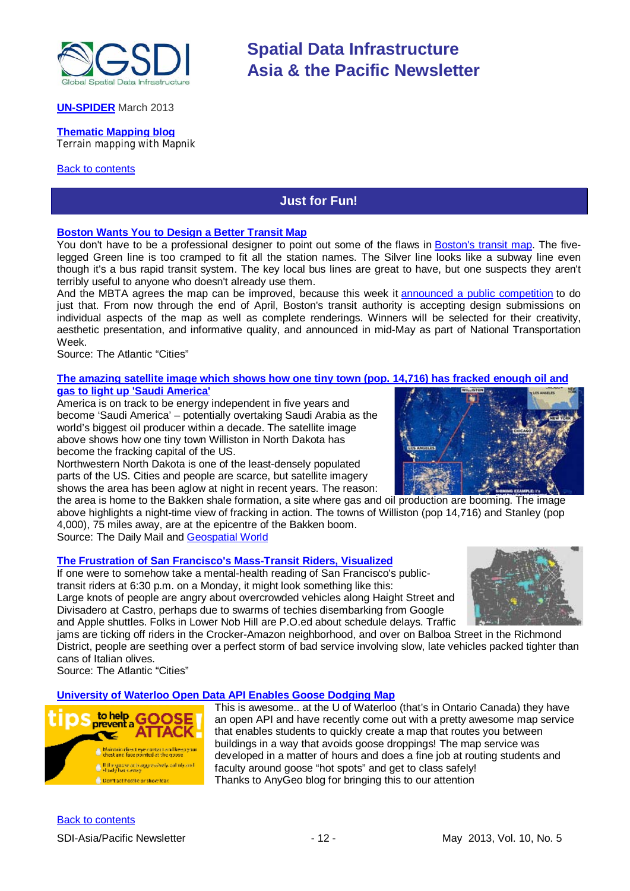**UN-SPIDER** March 2013

**Thematic Mapping blog**
Terrain mapping with Mapnik

Back to contents

## Just for Fun!

**Boston Wants You to Design a Better Transit Map**

You don't have to be a professional designer to point out some of the flaws in Boston's transit map. The five-legged Green line is too cramped to fit all the station names. The Silver line looks like a subway line even though it's a bus rapid transit system. The key local bus lines are great to have, but one suspects they aren't terribly useful to anyone who doesn't already use them.

And the MBTA agrees the map can be improved, because this week it announced a public competition to do just that. From now through the end of April, Boston's transit authority is accepting design submissions on individual aspects of the map as well as complete renderings. Winners will be selected for their creativity, aesthetic presentation, and informative quality, and announced in mid-May as part of National Transportation Week.

Source: The Atlantic "Cities"

**The amazing satellite image which shows how one tiny town (pop. 14,716) has fracked enough oil and gas to light up 'Saudi America'**

America is on track to be energy independent in five years and become 'Saudi America' – potentially overtaking Saudi Arabia as the world's biggest oil producer within a decade. The satellite image above shows how one tiny town Williston in North Dakota has become the fracking capital of the US.

Northwestern North Dakota is one of the least-densely populated parts of the US. Cities and people are scarce, but satellite imagery shows the area has been aglow at night in recent years. The reason: the area is home to the Bakken shale formation, a site where gas and oil production are booming. The image above highlights a night-time view of fracking in action. The towns of Williston (pop 14,716) and Stanley (pop 4,000), 75 miles away, are at the epicentre of the Bakken boom.

Source: The Daily Mail and Geospatial World

**The Frustration of San Francisco's Mass-Transit Riders, Visualized**

If one were to somehow take a mental-health reading of San Francisco's public-transit riders at 6:30 p.m. on a Monday, it might look something like this:

Large knots of people are angry about overcrowded vehicles along Haight Street and Divisadero at Castro, perhaps due to swarms of techies disembarking from Google and Apple shuttles. Folks in Lower Nob Hill are P.O.ed about schedule delays. Traffic jams are ticking off riders in the Crocker-Amazon neighborhood, and over on Balboa Street in the Richmond District, people are seething over a perfect storm of bad service involving slow, late vehicles packed tighter than cans of Italian olives.

Source: The Atlantic "Cities"

**University of Waterloo Open Data API Enables Goose Dodging Map**

This is awesome.. at the U of Waterloo (that's in Ontario Canada) they have an open API and have recently come out with a pretty awesome map service that enables students to quickly create a map that routes you between buildings in a way that avoids goose droppings! The map service was developed in a matter of hours and does a fine job at routing students and faculty around goose "hot spots" and get to class safely!

Thanks to AnyGeo blog for bringing this to our attention

Back to contents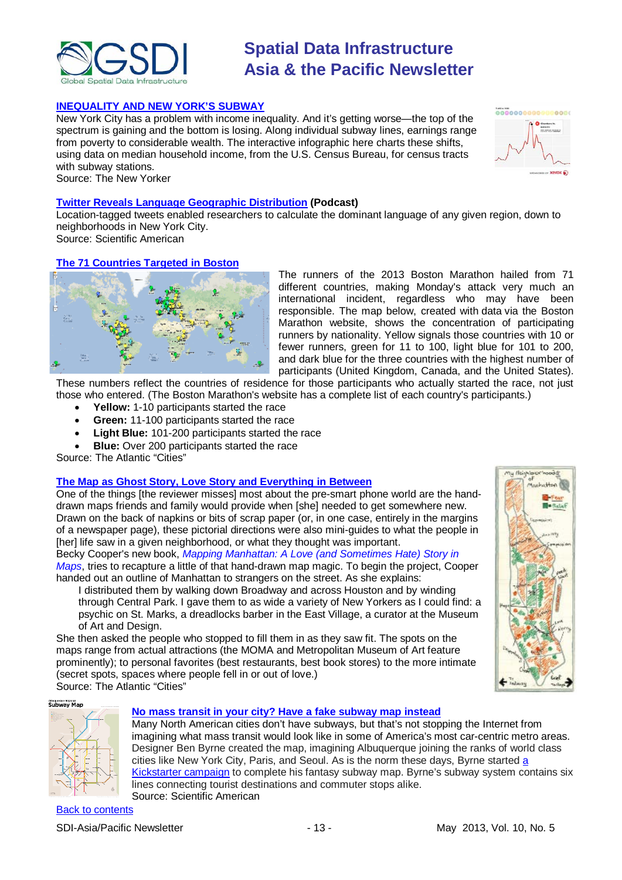### [INEQUALITY AND NEW YORK'S SUBWAY]

New York City has a problem with income inequality. And it's getting worse—the top of the spectrum is gaining and the bottom is losing. Along individual subway lines, earnings range from poverty to considerable wealth. The interactive infographic here charts these shifts, using data on median household income, from the U.S. Census Bureau, for census tracts with subway stations.
Source: The New Yorker

### [Twitter Reveals Language Geographic Distribution] (Podcast)

Location-tagged tweets enabled researchers to calculate the dominant language of any given region, down to neighborhoods in New York City.
Source: Scientific American

### [The 71 Countries Targeted in Boston]

The runners of the 2013 Boston Marathon hailed from 71 different countries, making Monday's attack very much an international incident, regardless who may have been responsible. The map below, created with data via the Boston Marathon website, shows the concentration of participating runners by nationality. Yellow signals those countries with 10 or fewer runners, green for 11 to 100, light blue for 101 to 200, and dark blue for the three countries with the highest number of participants (United Kingdom, Canada, and the United States). These numbers reflect the countries of residence for those participants who actually started the race, not just those who entered. (The Boston Marathon's website has a complete list of each country's participants.)

- **Yellow:** 1-10 participants started the race
- **Green:** 11-100 participants started the race
- **Light Blue:** 101-200 participants started the race
- **Blue:** Over 200 participants started the race

Source: The Atlantic "Cities"

### [The Map as Ghost Story, Love Story and Everything in Between]

One of the things [the reviewer misses] most about the pre-smart phone world are the hand-drawn maps friends and family would provide when [she] needed to get somewhere new. Drawn on the back of napkins or bits of scrap paper (or, in one case, entirely in the margins of a newspaper page), these pictorial directions were also mini-guides to what the people in [her] life saw in a given neighborhood, or what they thought was important.
Becky Cooper's new book, *Mapping Manhattan: A Love (and Sometimes Hate) Story in Maps*, tries to recapture a little of that hand-drawn map magic. To begin the project, Cooper handed out an outline of Manhattan to strangers on the street. As she explains:

> I distributed them by walking down Broadway and across Houston and by winding through Central Park. I gave them to as wide a variety of New Yorkers as I could find: a psychic on St. Marks, a dreadlocks barber in the East Village, a curator at the Museum of Art and Design.

She then asked the people who stopped to fill them in as they saw fit. The spots on the maps range from actual attractions (the MOMA and Metropolitan Museum of Art feature prominently); to personal favorites (best restaurants, best book stores) to the more intimate (secret spots, spaces where people fell in or out of love.)
Source: The Atlantic "Cities"

### [No mass transit in your city? Have a fake subway map instead]

Many North American cities don't have subways, but that's not stopping the Internet from imagining what mass transit would look like in some of America's most car-centric metro areas. Designer Ben Byrne created the map, imagining Albuquerque joining the ranks of world class cities like New York City, Paris, and Seoul. As is the norm these days, Byrne started [a Kickstarter campaign] to complete his fantasy subway map. Byrne's subway system contains six lines connecting tourist destinations and commuter stops alike.
Source: Scientific American

[Back to contents]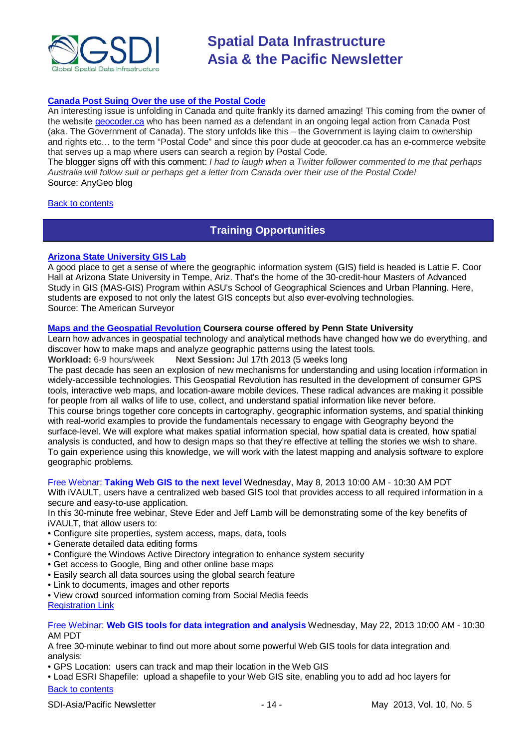**Canada Post Suing Over the use of the Postal Code**

An interesting issue is unfolding in Canada and quite frankly its darned amazing! This coming from the owner of the website geocoder.ca who has been named as a defendant in an ongoing legal action from Canada Post (aka. The Government of Canada). The story unfolds like this – the Government is laying claim to ownership and rights etc… to the term "Postal Code" and since this poor dude at geocoder.ca has an e-commerce website that serves up a map where users can search a region by Postal Code.

The blogger signs off with this comment: *I had to laugh when a Twitter follower commented to me that perhaps Australia will follow suit or perhaps get a letter from Canada over their use of the Postal Code!*

Source: AnyGeo blog

Back to contents

## Training Opportunities

**Arizona State University GIS Lab**

A good place to get a sense of where the geographic information system (GIS) field is headed is Lattie F. Coor Hall at Arizona State University in Tempe, Ariz. That's the home of the 30-credit-hour Masters of Advanced Study in GIS (MAS-GIS) Program within ASU's School of Geographical Sciences and Urban Planning. Here, students are exposed to not only the latest GIS concepts but also ever-evolving technologies.

Source: The American Surveyor

**Maps and the Geospatial Revolution Coursera course offered by Penn State University**

Learn how advances in geospatial technology and analytical methods have changed how we do everything, and discover how to make maps and analyze geographic patterns using the latest tools.

**Workload:** 6-9 hours/week **Next Session:** Jul 17th 2013 (5 weeks long

The past decade has seen an explosion of new mechanisms for understanding and using location information in widely-accessible technologies. This Geospatial Revolution has resulted in the development of consumer GPS tools, interactive web maps, and location-aware mobile devices. These radical advances are making it possible for people from all walks of life to use, collect, and understand spatial information like never before.

This course brings together core concepts in cartography, geographic information systems, and spatial thinking with real-world examples to provide the fundamentals necessary to engage with Geography beyond the surface-level. We will explore what makes spatial information special, how spatial data is created, how spatial analysis is conducted, and how to design maps so that they're effective at telling the stories we wish to share. To gain experience using this knowledge, we will work with the latest mapping and analysis software to explore geographic problems.

Free Webnar: **Taking Web GIS to the next level** Wednesday, May 8, 2013 10:00 AM - 10:30 AM PDT

With iVAULT, users have a centralized web based GIS tool that provides access to all required information in a secure and easy-to-use application.

In this 30-minute free webinar, Steve Eder and Jeff Lamb will be demonstrating some of the key benefits of iVAULT, that allow users to:

- Configure site properties, system access, maps, data, tools
- Generate detailed data editing forms
- Configure the Windows Active Directory integration to enhance system security
- Get access to Google, Bing and other online base maps
- Easily search all data sources using the global search feature
- Link to documents, images and other reports
- View crowd sourced information coming from Social Media feeds

Registration Link

Free Webinar: **Web GIS tools for data integration and analysis** Wednesday, May 22, 2013 10:00 AM - 10:30 AM PDT

A free 30-minute webinar to find out more about some powerful Web GIS tools for data integration and analysis:

- GPS Location: users can track and map their location in the Web GIS
- Load ESRI Shapefile: upload a shapefile to your Web GIS site, enabling you to add ad hoc layers for

Back to contents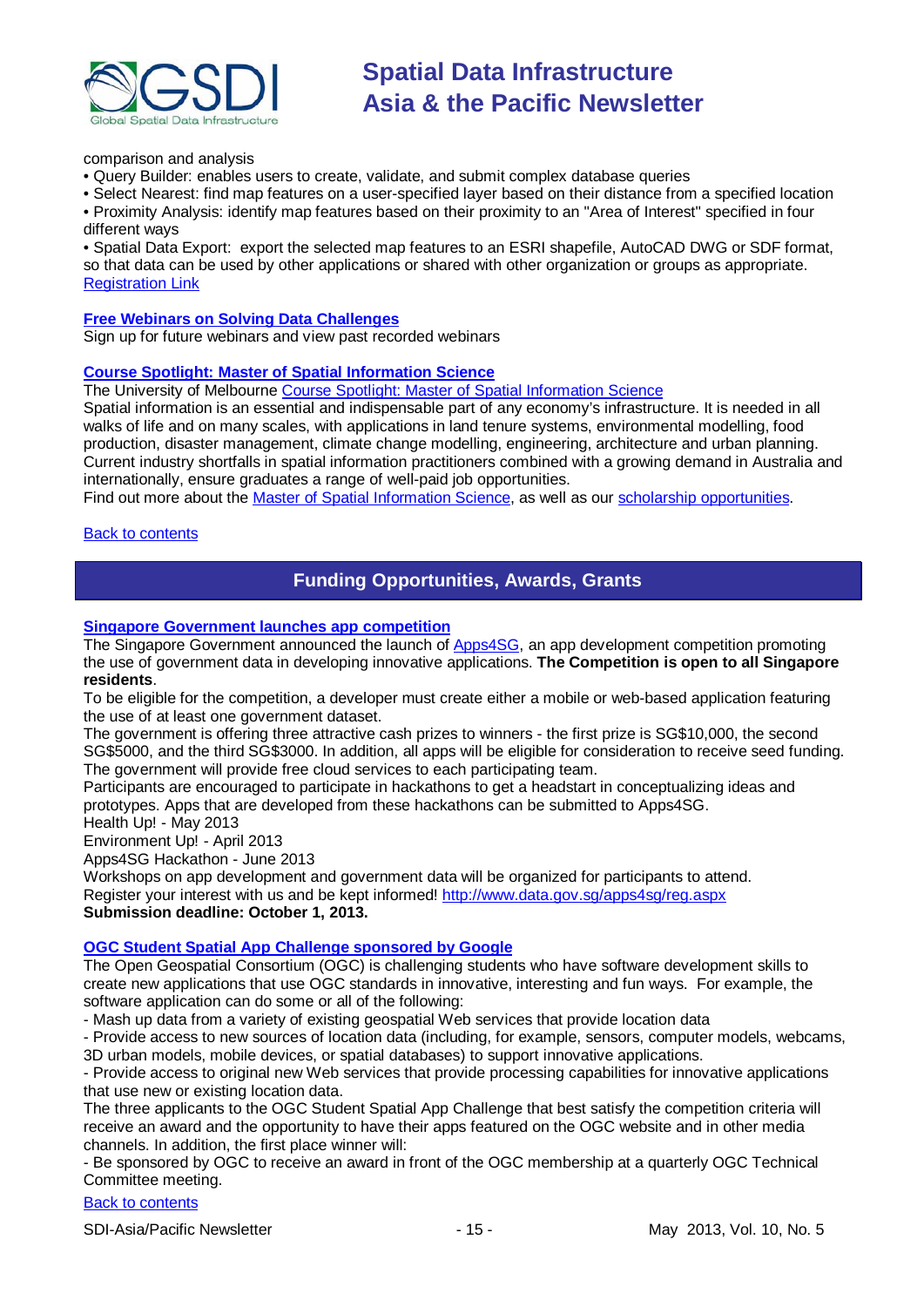comparison and analysis

- Query Builder: enables users to create, validate, and submit complex database queries
- Select Nearest: find map features on a user-specified layer based on their distance from a specified location
- Proximity Analysis: identify map features based on their proximity to an "Area of Interest" specified in four different ways
- Spatial Data Export: export the selected map features to an ESRI shapefile, AutoCAD DWG or SDF format, so that data can be used by other applications or shared with other organization or groups as appropriate.

Registration Link

### Free Webinars on Solving Data Challenges

Sign up for future webinars and view past recorded webinars

### Course Spotlight: Master of Spatial Information Science

The University of Melbourne Course Spotlight: Master of Spatial Information Science

Spatial information is an essential and indispensable part of any economy's infrastructure. It is needed in all walks of life and on many scales, with applications in land tenure systems, environmental modelling, food production, disaster management, climate change modelling, engineering, architecture and urban planning. Current industry shortfalls in spatial information practitioners combined with a growing demand in Australia and internationally, ensure graduates a range of well-paid job opportunities.

Find out more about the Master of Spatial Information Science, as well as our scholarship opportunities.

Back to contents

## Funding Opportunities, Awards, Grants

### Singapore Government launches app competition

The Singapore Government announced the launch of Apps4SG, an app development competition promoting the use of government data in developing innovative applications. **The Competition is open to all Singapore residents**.

To be eligible for the competition, a developer must create either a mobile or web-based application featuring the use of at least one government dataset.

The government is offering three attractive cash prizes to winners - the first prize is SG$10,000, the second SG$5000, and the third SG$3000. In addition, all apps will be eligible for consideration to receive seed funding. The government will provide free cloud services to each participating team.

Participants are encouraged to participate in hackathons to get a headstart in conceptualizing ideas and prototypes. Apps that are developed from these hackathons can be submitted to Apps4SG.

Health Up! - May 2013

Environment Up! - April 2013

Apps4SG Hackathon - June 2013

Workshops on app development and government data will be organized for participants to attend.

Register your interest with us and be kept informed! http://www.data.gov.sg/apps4sg/reg.aspx

**Submission deadline: October 1, 2013.**

### OGC Student Spatial App Challenge sponsored by Google

The Open Geospatial Consortium (OGC) is challenging students who have software development skills to create new applications that use OGC standards in innovative, interesting and fun ways. For example, the software application can do some or all of the following:

- Mash up data from a variety of existing geospatial Web services that provide location data
- Provide access to new sources of location data (including, for example, sensors, computer models, webcams, 3D urban models, mobile devices, or spatial databases) to support innovative applications.
- Provide access to original new Web services that provide processing capabilities for innovative applications that use new or existing location data.

The three applicants to the OGC Student Spatial App Challenge that best satisfy the competition criteria will receive an award and the opportunity to have their apps featured on the OGC website and in other media channels. In addition, the first place winner will:

- Be sponsored by OGC to receive an award in front of the OGC membership at a quarterly OGC Technical Committee meeting.

Back to contents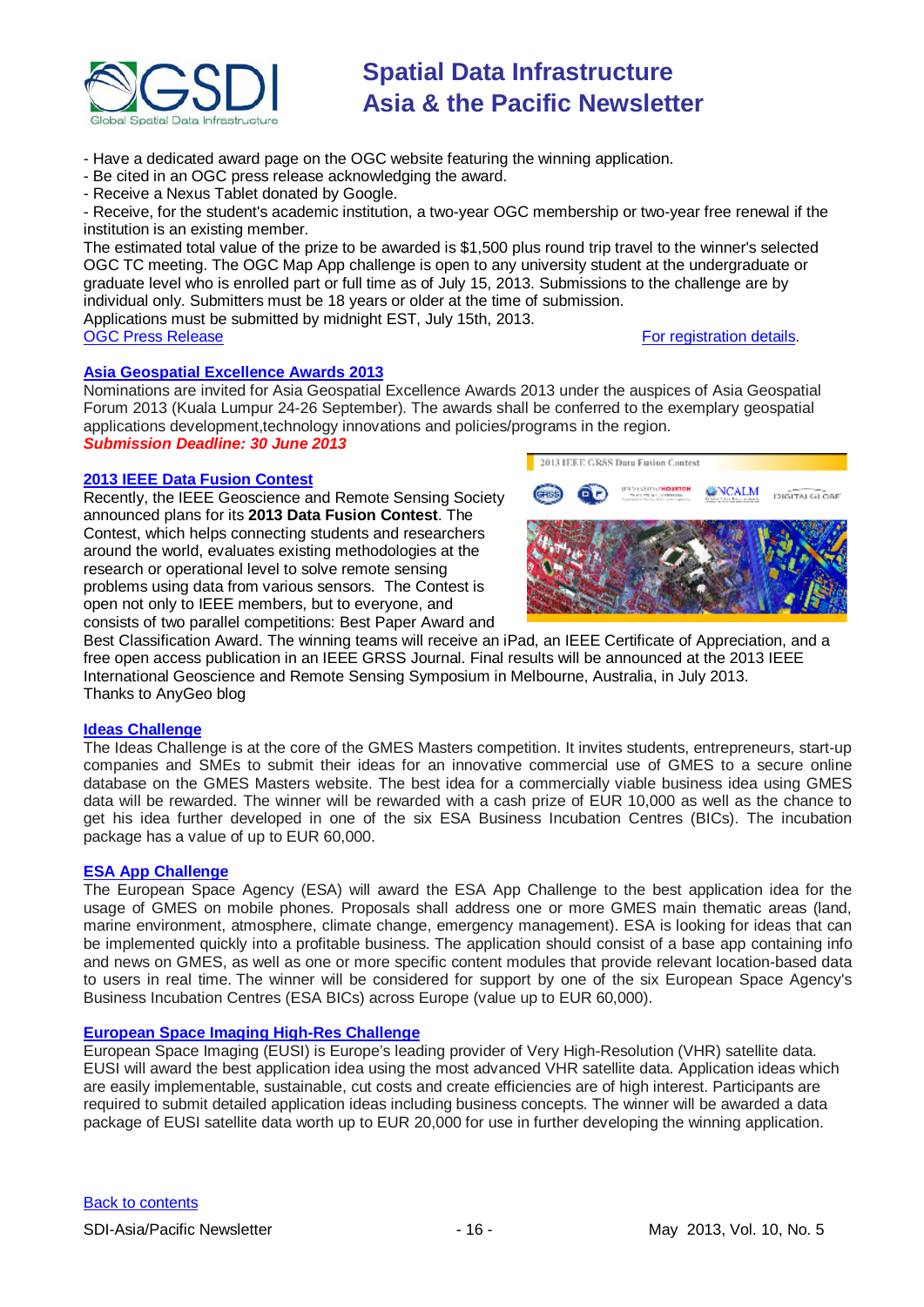- Have a dedicated award page on the OGC website featuring the winning application.
- Be cited in an OGC press release acknowledging the award.
- Receive a Nexus Tablet donated by Google.
- Receive, for the student's academic institution, a two-year OGC membership or two-year free renewal if the institution is an existing member.

The estimated total value of the prize to be awarded is $1,500 plus round trip travel to the winner's selected OGC TC meeting. The OGC Map App challenge is open to any university student at the undergraduate or graduate level who is enrolled part or full time as of July 15, 2013. Submissions to the challenge are by individual only. Submitters must be 18 years or older at the time of submission.

Applications must be submitted by midnight EST, July 15th, 2013.

OGC Press Release For registration details.

### Asia Geospatial Excellence Awards 2013

Nominations are invited for Asia Geospatial Excellence Awards 2013 under the auspices of Asia Geospatial Forum 2013 (Kuala Lumpur 24-26 September). The awards shall be conferred to the exemplary geospatial applications development,technology innovations and policies/programs in the region.

***Submission Deadline: 30 June 2013***

### 2013 IEEE Data Fusion Contest

Recently, the IEEE Geoscience and Remote Sensing Society announced plans for its **2013 Data Fusion Contest**. The Contest, which helps connecting students and researchers around the world, evaluates existing methodologies at the research or operational level to solve remote sensing problems using data from various sensors. The Contest is open not only to IEEE members, but to everyone, and consists of two parallel competitions: Best Paper Award and Best Classification Award. The winning teams will receive an iPad, an IEEE Certificate of Appreciation, and a free open access publication in an IEEE GRSS Journal. Final results will be announced at the 2013 IEEE International Geoscience and Remote Sensing Symposium in Melbourne, Australia, in July 2013.

Thanks to AnyGeo blog

### Ideas Challenge

The Ideas Challenge is at the core of the GMES Masters competition. It invites students, entrepreneurs, start-up companies and SMEs to submit their ideas for an innovative commercial use of GMES to a secure online database on the GMES Masters website. The best idea for a commercially viable business idea using GMES data will be rewarded. The winner will be rewarded with a cash prize of EUR 10,000 as well as the chance to get his idea further developed in one of the six ESA Business Incubation Centres (BICs). The incubation package has a value of up to EUR 60,000.

### ESA App Challenge

The European Space Agency (ESA) will award the ESA App Challenge to the best application idea for the usage of GMES on mobile phones. Proposals shall address one or more GMES main thematic areas (land, marine environment, atmosphere, climate change, emergency management). ESA is looking for ideas that can be implemented quickly into a profitable business. The application should consist of a base app containing info and news on GMES, as well as one or more specific content modules that provide relevant location-based data to users in real time. The winner will be considered for support by one of the six European Space Agency's Business Incubation Centres (ESA BICs) across Europe (value up to EUR 60,000).

### European Space Imaging High-Res Challenge

European Space Imaging (EUSI) is Europe's leading provider of Very High-Resolution (VHR) satellite data. EUSI will award the best application idea using the most advanced VHR satellite data. Application ideas which are easily implementable, sustainable, cut costs and create efficiencies are of high interest. Participants are required to submit detailed application ideas including business concepts. The winner will be awarded a data package of EUSI satellite data worth up to EUR 20,000 for use in further developing the winning application.

Back to contents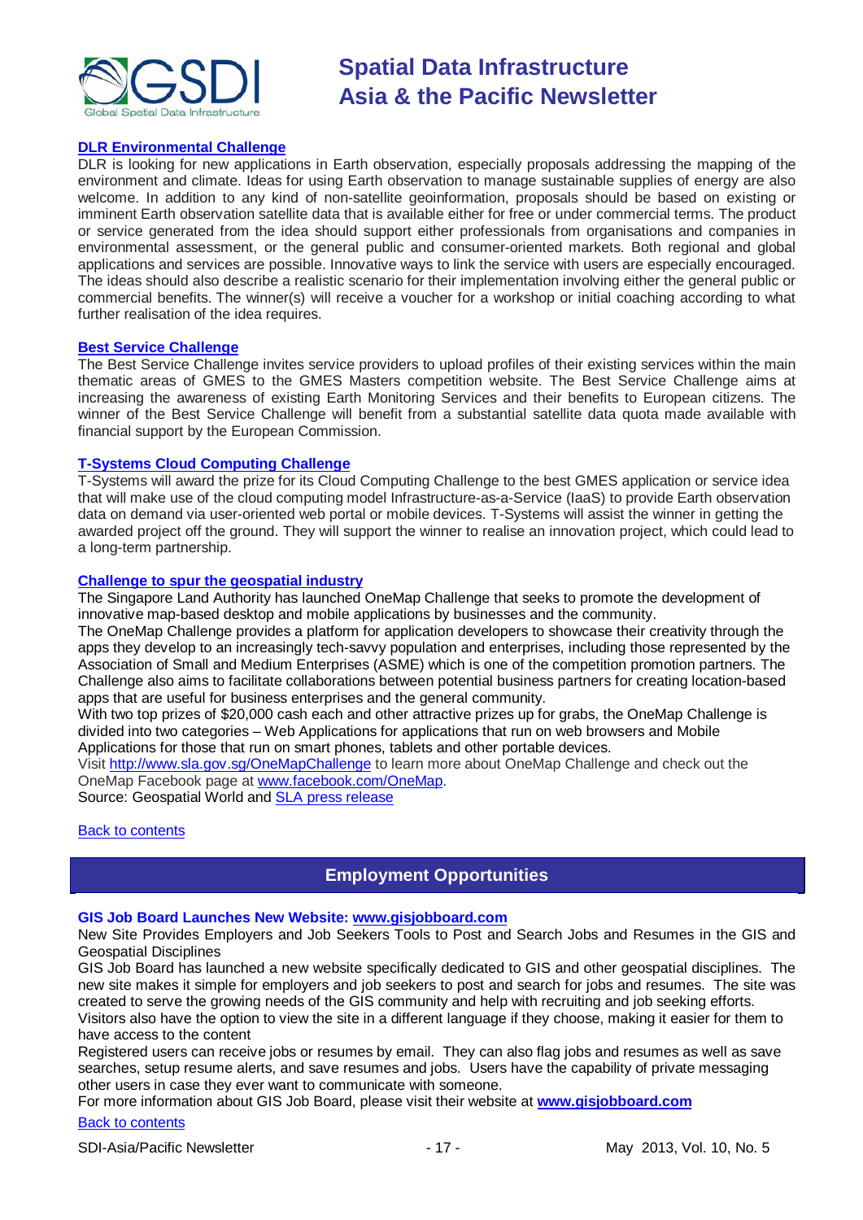### DLR Environmental Challenge

DLR is looking for new applications in Earth observation, especially proposals addressing the mapping of the environment and climate. Ideas for using Earth observation to manage sustainable supplies of energy are also welcome. In addition to any kind of non-satellite geoinformation, proposals should be based on existing or imminent Earth observation satellite data that is available either for free or under commercial terms. The product or service generated from the idea should support either professionals from organisations and companies in environmental assessment, or the general public and consumer-oriented markets. Both regional and global applications and services are possible. Innovative ways to link the service with users are especially encouraged. The ideas should also describe a realistic scenario for their implementation involving either the general public or commercial benefits. The winner(s) will receive a voucher for a workshop or initial coaching according to what further realisation of the idea requires.

### Best Service Challenge

The Best Service Challenge invites service providers to upload profiles of their existing services within the main thematic areas of GMES to the GMES Masters competition website. The Best Service Challenge aims at increasing the awareness of existing Earth Monitoring Services and their benefits to European citizens. The winner of the Best Service Challenge will benefit from a substantial satellite data quota made available with financial support by the European Commission.

### T-Systems Cloud Computing Challenge

T-Systems will award the prize for its Cloud Computing Challenge to the best GMES application or service idea that will make use of the cloud computing model Infrastructure-as-a-Service (IaaS) to provide Earth observation data on demand via user-oriented web portal or mobile devices. T-Systems will assist the winner in getting the awarded project off the ground. They will support the winner to realise an innovation project, which could lead to a long-term partnership.

### Challenge to spur the geospatial industry

The Singapore Land Authority has launched OneMap Challenge that seeks to promote the development of innovative map-based desktop and mobile applications by businesses and the community.

The OneMap Challenge provides a platform for application developers to showcase their creativity through the apps they develop to an increasingly tech-savvy population and enterprises, including those represented by the Association of Small and Medium Enterprises (ASME) which is one of the competition promotion partners. The Challenge also aims to facilitate collaborations between potential business partners for creating location-based apps that are useful for business enterprises and the general community.

With two top prizes of $20,000 cash each and other attractive prizes up for grabs, the OneMap Challenge is divided into two categories – Web Applications for applications that run on web browsers and Mobile Applications for those that run on smart phones, tablets and other portable devices.

Visit http://www.sla.gov.sg/OneMapChallenge to learn more about OneMap Challenge and check out the OneMap Facebook page at www.facebook.com/OneMap.

Source: Geospatial World and SLA press release

Back to contents

## Employment Opportunities

### GIS Job Board Launches New Website: www.gisjobboard.com

New Site Provides Employers and Job Seekers Tools to Post and Search Jobs and Resumes in the GIS and Geospatial Disciplines

GIS Job Board has launched a new website specifically dedicated to GIS and other geospatial disciplines. The new site makes it simple for employers and job seekers to post and search for jobs and resumes. The site was created to serve the growing needs of the GIS community and help with recruiting and job seeking efforts.

Visitors also have the option to view the site in a different language if they choose, making it easier for them to have access to the content

Registered users can receive jobs or resumes by email. They can also flag jobs and resumes as well as save searches, setup resume alerts, and save resumes and jobs. Users have the capability of private messaging other users in case they ever want to communicate with someone.

For more information about GIS Job Board, please visit their website at **www.gisjobboard.com**

Back to contents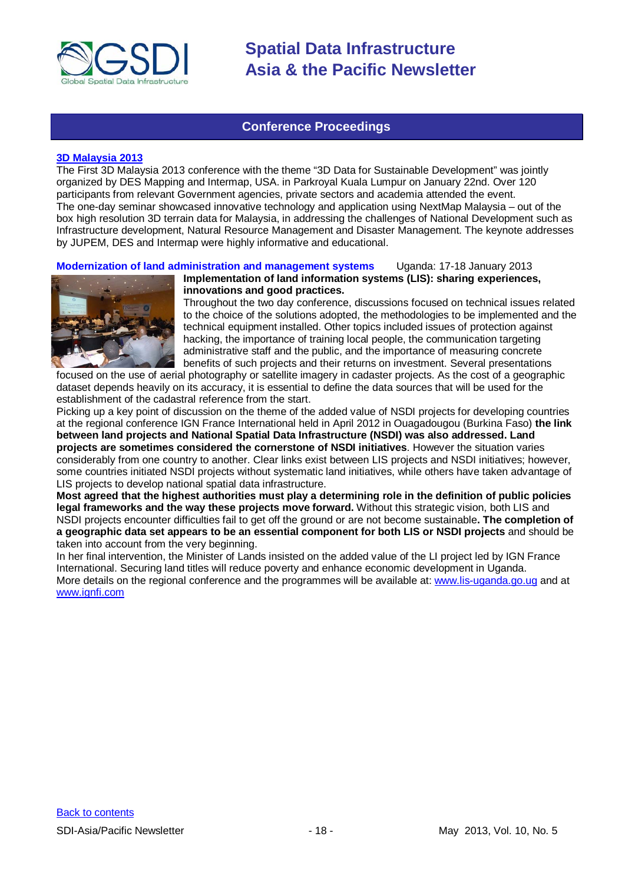## Conference Proceedings

### [3D Malaysia 2013](#)

The First 3D Malaysia 2013 conference with the theme "3D Data for Sustainable Development" was jointly organized by DES Mapping and Intermap, USA. in Parkroyal Kuala Lumpur on January 22nd. Over 120 participants from relevant Government agencies, private sectors and academia attended the event. The one-day seminar showcased innovative technology and application using NextMap Malaysia – out of the box high resolution 3D terrain data for Malaysia, in addressing the challenges of National Development such as Infrastructure development, Natural Resource Management and Disaster Management. The keynote addresses by JUPEM, DES and Intermap were highly informative and educational.

### Modernization of land administration and management systems — Uganda: 17-18 January 2013

**Implementation of land information systems (LIS): sharing experiences, innovations and good practices.**

Throughout the two day conference, discussions focused on technical issues related to the choice of the solutions adopted, the methodologies to be implemented and the technical equipment installed. Other topics included issues of protection against hacking, the importance of training local people, the communication targeting administrative staff and the public, and the importance of measuring concrete benefits of such projects and their returns on investment. Several presentations focused on the use of aerial photography or satellite imagery in cadaster projects. As the cost of a geographic dataset depends heavily on its accuracy, it is essential to define the data sources that will be used for the establishment of the cadastral reference from the start.

Picking up a key point of discussion on the theme of the added value of NSDI projects for developing countries at the regional conference IGN France International held in April 2012 in Ouagadougou (Burkina Faso) **the link between land projects and National Spatial Data Infrastructure (NSDI) was also addressed. Land projects are sometimes considered the cornerstone of NSDI initiatives**. However the situation varies considerably from one country to another. Clear links exist between LIS projects and NSDI initiatives; however, some countries initiated NSDI projects without systematic land initiatives, while others have taken advantage of LIS projects to develop national spatial data infrastructure.

**Most agreed that the highest authorities must play a determining role in the definition of public policies legal frameworks and the way these projects move forward.** Without this strategic vision, both LIS and NSDI projects encounter difficulties fail to get off the ground or are not become sustainable**. The completion of a geographic data set appears to be an essential component for both LIS or NSDI projects** and should be taken into account from the very beginning.

In her final intervention, the Minister of Lands insisted on the added value of the LI project led by IGN France International. Securing land titles will reduce poverty and enhance economic development in Uganda.

More details on the regional conference and the programmes will be available at: [www.lis-uganda.go.ug](http://www.lis-uganda.go.ug) and at [www.ignfi.com](http://www.ignfi.com)

[Back to contents](#)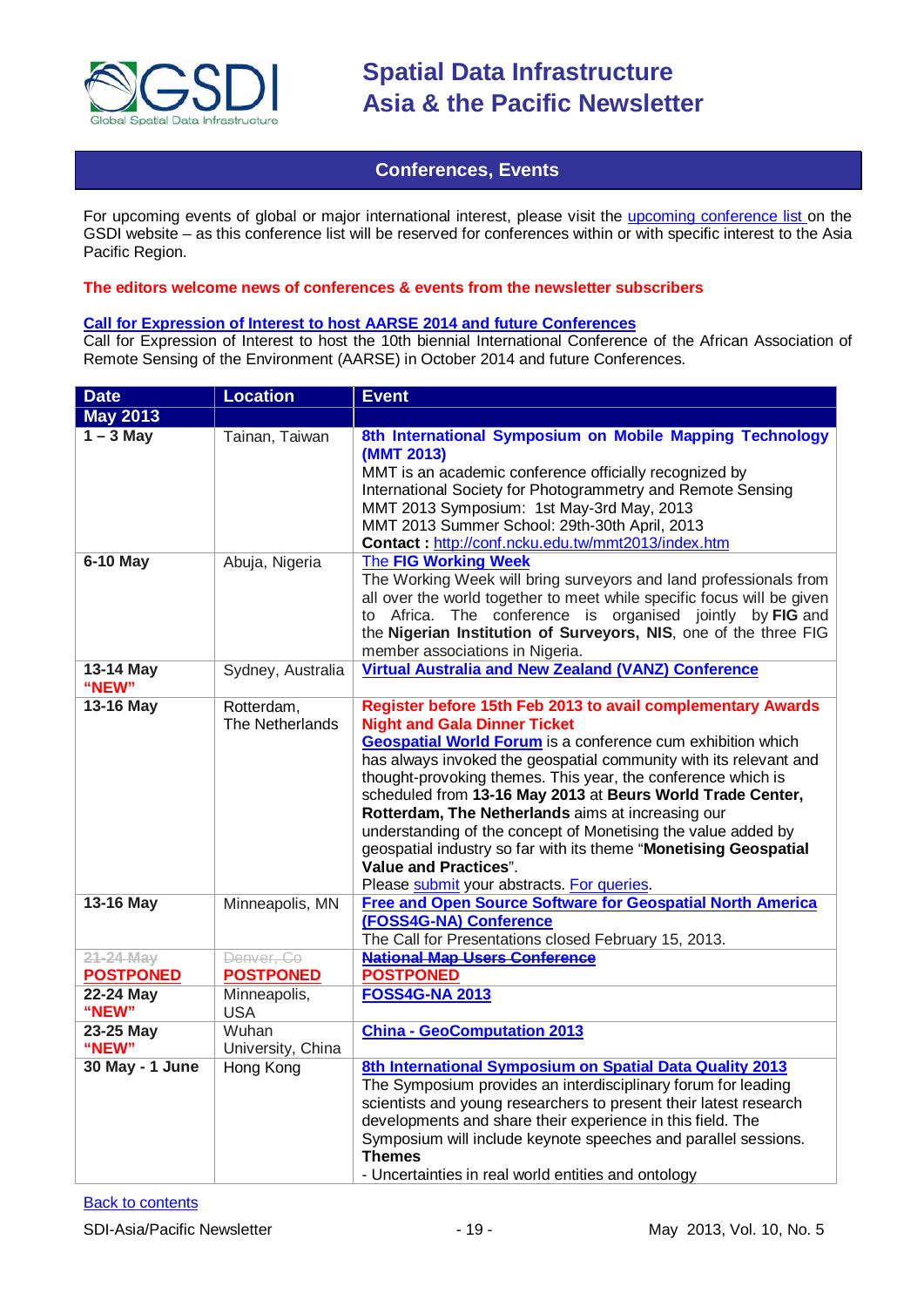## Conferences, Events

For upcoming events of global or major international interest, please visit the upcoming conference list on the GSDI website – as this conference list will be reserved for conferences within or with specific interest to the Asia Pacific Region.

**The editors welcome news of conferences & events from the newsletter subscribers**

**Call for Expression of Interest to host AARSE 2014 and future Conferences**
Call for Expression of Interest to host the 10th biennial International Conference of the African Association of Remote Sensing of the Environment (AARSE) in October 2014 and future Conferences.

| Date | Location | Event |
|---|---|---|
| **May 2013** | | |
| **1 – 3 May** | Tainan, Taiwan | **8th International Symposium on Mobile Mapping Technology (MMT 2013)**<br>MMT is an academic conference officially recognized by International Society for Photogrammetry and Remote Sensing<br>MMT 2013 Symposium: 1st May-3rd May, 2013<br>MMT 2013 Summer School: 29th-30th April, 2013<br>**Contact :** http://conf.ncku.edu.tw/mmt2013/index.htm |
| **6-10 May** | Abuja, Nigeria | **The FIG Working Week**<br>The Working Week will bring surveyors and land professionals from all over the world together to meet while specific focus will be given to Africa. The conference is organised jointly by **FIG** and the **Nigerian Institution of Surveyors, NIS**, one of the three FIG member associations in Nigeria. |
| **13-14 May**<br>**"NEW"** | Sydney, Australia | **Virtual Australia and New Zealand (VANZ) Conference** |
| **13-16 May** | Rotterdam, The Netherlands | **Register before 15th Feb 2013 to avail complementary Awards Night and Gala Dinner Ticket**<br>**Geospatial World Forum** is a conference cum exhibition which has always invoked the geospatial community with its relevant and thought-provoking themes. This year, the conference which is scheduled from **13-16 May 2013** at **Beurs World Trade Center, Rotterdam, The Netherlands** aims at increasing our understanding of the concept of Monetising the value added by geospatial industry so far with its theme "**Monetising Geospatial Value and Practices**".<br>Please submit your abstracts. For queries. |
| **13-16 May** | Minneapolis, MN | **Free and Open Source Software for Geospatial North America (FOSS4G-NA) Conference**<br>The Call for Presentations closed February 15, 2013. |
| ~~21-24 May~~<br>**POSTPONED** | ~~Denver, Co~~<br>**POSTPONED** | ~~**National Map Users Conference**~~<br>**POSTPONED** |
| **22-24 May**<br>**"NEW"** | Minneapolis, USA | **FOSS4G-NA 2013** |
| **23-25 May**<br>**"NEW"** | Wuhan University, China | **China - GeoComputation 2013** |
| **30 May - 1 June** | Hong Kong | **8th International Symposium on Spatial Data Quality 2013**<br>The Symposium provides an interdisciplinary forum for leading scientists and young researchers to present their latest research developments and share their experience in this field. The Symposium will include keynote speeches and parallel sessions.<br>**Themes**<br>- Uncertainties in real world entities and ontology |

Back to contents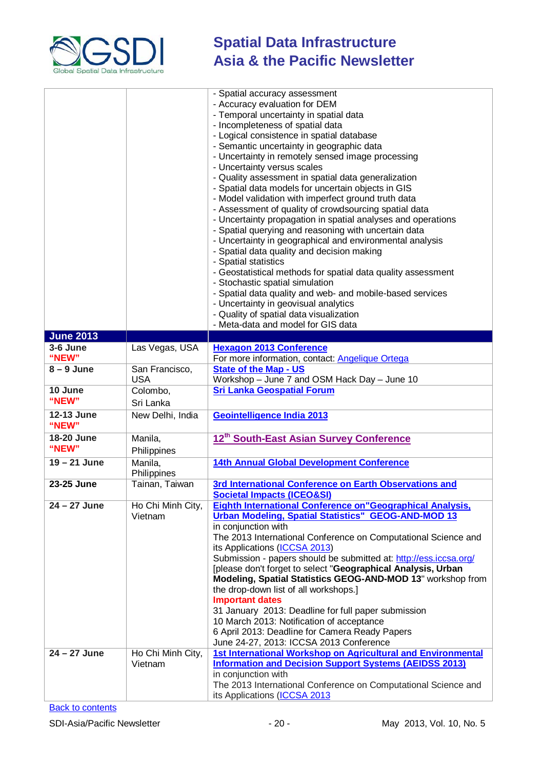| | | |
|---|---|---|
| | | - Spatial accuracy assessment<br>- Accuracy evaluation for DEM<br>- Temporal uncertainty in spatial data<br>- Incompleteness of spatial data<br>- Logical consistence in spatial database<br>- Semantic uncertainty in geographic data<br>- Uncertainty in remotely sensed image processing<br>- Uncertainty versus scales<br>- Quality assessment in spatial data generalization<br>- Spatial data models for uncertain objects in GIS<br>- Model validation with imperfect ground truth data<br>- Assessment of quality of crowdsourcing spatial data<br>- Uncertainty propagation in spatial analyses and operations<br>- Spatial querying and reasoning with uncertain data<br>- Uncertainty in geographical and environmental analysis<br>- Spatial data quality and decision making<br>- Spatial statistics<br>- Geostatistical methods for spatial data quality assessment<br>- Stochastic spatial simulation<br>- Spatial data quality and web- and mobile-based services<br>- Uncertainty in geovisual analytics<br>- Quality of spatial data visualization<br>- Meta-data and model for GIS data |
| **June 2013** | | |
| **3-6 June "NEW"** | Las Vegas, USA | **Hexagon 2013 Conference**<br>For more information, contact: Angelique Ortega |
| **8 – 9 June** | San Francisco, USA | **State of the Map - US**<br>Workshop – June 7 and OSM Hack Day – June 10 |
| **10 June "NEW"** | Colombo, Sri Lanka | **Sri Lanka Geospatial Forum** |
| **12-13 June "NEW"** | New Delhi, India | **Geointelligence India 2013** |
| **18-20 June "NEW"** | Manila, Philippines | **12th South-East Asian Survey Conference** |
| **19 – 21 June** | Manila, Philippines | **14th Annual Global Development Conference** |
| **23-25 June** | Tainan, Taiwan | **3rd International Conference on Earth Observations and Societal Impacts (ICEO&SI)** |
| **24 – 27 June** | Ho Chi Minh City, Vietnam | **Eighth International Conference on"Geographical Analysis, Urban Modeling, Spatial Statistics" GEOG-AND-MOD 13**<br>in conjunction with<br>The 2013 International Conference on Computational Science and its Applications (ICCSA 2013)<br>Submission - papers should be submitted at: http://ess.iccsa.org/<br>[please don't forget to select "**Geographical Analysis, Urban Modeling, Spatial Statistics GEOG-AND-MOD 13**" workshop from the drop-down list of all workshops.]<br>**Important dates**<br>31 January 2013: Deadline for full paper submission<br>10 March 2013: Notification of acceptance<br>6 April 2013: Deadline for Camera Ready Papers<br>June 24-27, 2013: ICCSA 2013 Conference |
| **24 – 27 June** | Ho Chi Minh City, Vietnam | **1st International Workshop on Agricultural and Environmental Information and Decision Support Systems (AEIDSS 2013)**<br>in conjunction with<br>The 2013 International Conference on Computational Science and its Applications (ICCSA 2013 |

Back to contents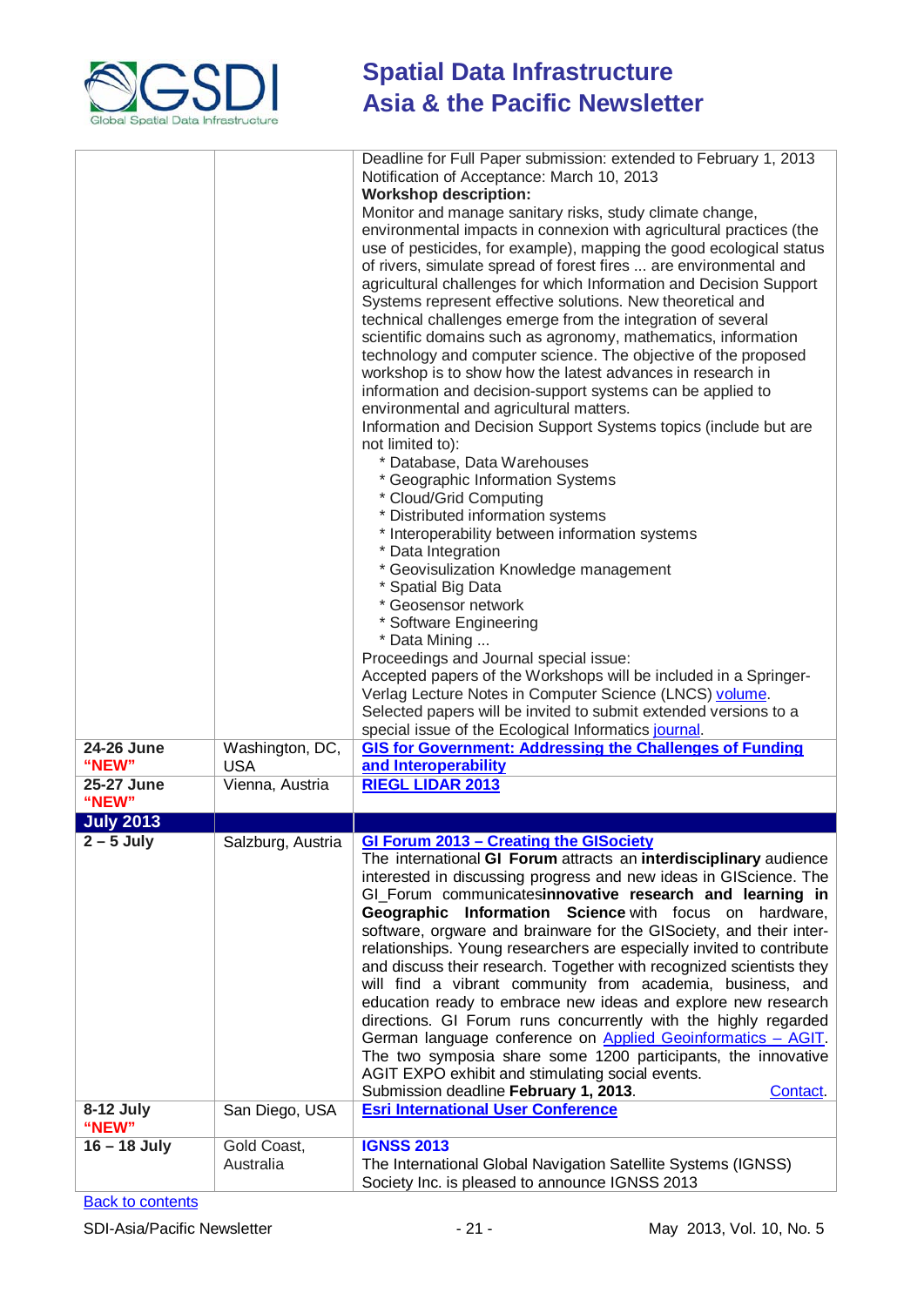| | | |
|---|---|---|
| | | Deadline for Full Paper submission: extended to February 1, 2013<br>Notification of Acceptance: March 10, 2013<br>**Workshop description:**<br>Monitor and manage sanitary risks, study climate change, environmental impacts in connexion with agricultural practices (the use of pesticides, for example), mapping the good ecological status of rivers, simulate spread of forest fires ... are environmental and agricultural challenges for which Information and Decision Support Systems represent effective solutions. New theoretical and technical challenges emerge from the integration of several scientific domains such as agronomy, mathematics, information technology and computer science. The objective of the proposed workshop is to show how the latest advances in research in information and decision-support systems can be applied to environmental and agricultural matters.<br>Information and Decision Support Systems topics (include but are not limited to):<br>* Database, Data Warehouses<br>* Geographic Information Systems<br>* Cloud/Grid Computing<br>* Distributed information systems<br>* Interoperability between information systems<br>* Data Integration<br>* Geovisulization Knowledge management<br>* Spatial Big Data<br>* Geosensor network<br>* Software Engineering<br>* Data Mining ...<br>Proceedings and Journal special issue:<br>Accepted papers of the Workshops will be included in a Springer-Verlag Lecture Notes in Computer Science (LNCS) volume.<br>Selected papers will be invited to submit extended versions to a special issue of the Ecological Informatics journal. |
| **24-26 June "NEW"** | Washington, DC, USA | **GIS for Government: Addressing the Challenges of Funding and Interoperability** |
| **25-27 June "NEW"** | Vienna, Austria | **RIEGL LIDAR 2013** |
| **July 2013** | | |
| **2 – 5 July** | Salzburg, Austria | **GI Forum 2013 – Creating the GISociety**<br>The international **GI Forum** attracts an **interdisciplinary** audience interested in discussing progress and new ideas in GIScience. The GI_Forum communicates**innovative research and learning in Geographic Information Science** with focus on hardware, software, orgware and brainware for the GISociety, and their inter-relationships. Young researchers are especially invited to contribute and discuss their research. Together with recognized scientists they will find a vibrant community from academia, business, and education ready to embrace new ideas and explore new research directions. GI Forum runs concurrently with the highly regarded German language conference on Applied Geoinformatics – AGIT. The two symposia share some 1200 participants, the innovative AGIT EXPO exhibit and stimulating social events.<br>Submission deadline **February 1, 2013**. Contact. |
| **8-12 July "NEW"** | San Diego, USA | **Esri International User Conference** |
| **16 – 18 July** | Gold Coast, Australia | **IGNSS 2013**<br>The International Global Navigation Satellite Systems (IGNSS) Society Inc. is pleased to announce IGNSS 2013 |

Back to contents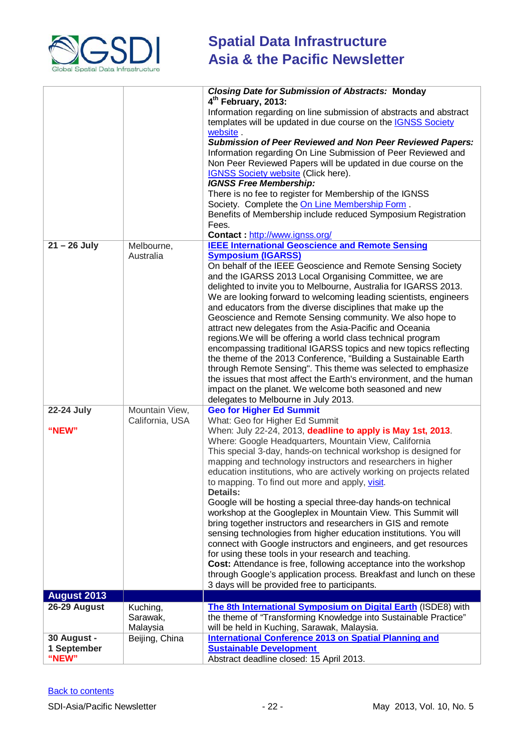| | | |
|---|---|---|
| | | ***Closing Date for Submission of Abstracts:* Monday 4th February, 2013:** Information regarding on line submission of abstracts and abstract templates will be updated in due course on the IGNSS Society website . ***Submission of Peer Reviewed and Non Peer Reviewed Papers:*** Information regarding On Line Submission of Peer Reviewed and Non Peer Reviewed Papers will be updated in due course on the IGNSS Society website (Click here). ***IGNSS Free Membership:*** There is no fee to register for Membership of the IGNSS Society. Complete the On Line Membership Form . Benefits of Membership include reduced Symposium Registration Fees. **Contact :** http://www.ignss.org/ |
| **21 – 26 July** | Melbourne, Australia | **IEEE International Geoscience and Remote Sensing Symposium (IGARSS)** On behalf of the IEEE Geoscience and Remote Sensing Society and the IGARSS 2013 Local Organising Committee, we are delighted to invite you to Melbourne, Australia for IGARSS 2013. We are looking forward to welcoming leading scientists, engineers and educators from the diverse disciplines that make up the Geoscience and Remote Sensing community. We also hope to attract new delegates from the Asia-Pacific and Oceania regions.We will be offering a world class technical program encompassing traditional IGARSS topics and new topics reflecting the theme of the 2013 Conference, "Building a Sustainable Earth through Remote Sensing". This theme was selected to emphasize the issues that most affect the Earth's environment, and the human impact on the planet. We welcome both seasoned and new delegates to Melbourne in July 2013. |
| **22-24 July** **"NEW"** | Mountain View, California, USA | **Geo for Higher Ed Summit** What: Geo for Higher Ed Summit When: July 22-24, 2013, **deadline to apply is May 1st, 2013**. Where: Google Headquarters, Mountain View, California This special 3-day, hands-on technical workshop is designed for mapping and technology instructors and researchers in higher education institutions, who are actively working on projects related to mapping. To find out more and apply, visit. **Details:** Google will be hosting a special three-day hands-on technical workshop at the Googleplex in Mountain View. This Summit will bring together instructors and researchers in GIS and remote sensing technologies from higher education institutions. You will connect with Google instructors and engineers, and get resources for using these tools in your research and teaching. **Cost:** Attendance is free, following acceptance into the workshop through Google's application process. Breakfast and lunch on these 3 days will be provided free to participants. |
| **August 2013** | | |
| **26-29 August** | Kuching, Sarawak, Malaysia | **The 8th International Symposium on Digital Earth** (ISDE8) with the theme of "Transforming Knowledge into Sustainable Practice" will be held in Kuching, Sarawak, Malaysia. |
| **30 August - 1 September** **"NEW"** | Beijing, China | **International Conference 2013 on Spatial Planning and Sustainable Development** Abstract deadline closed: 15 April 2013. |

Back to contents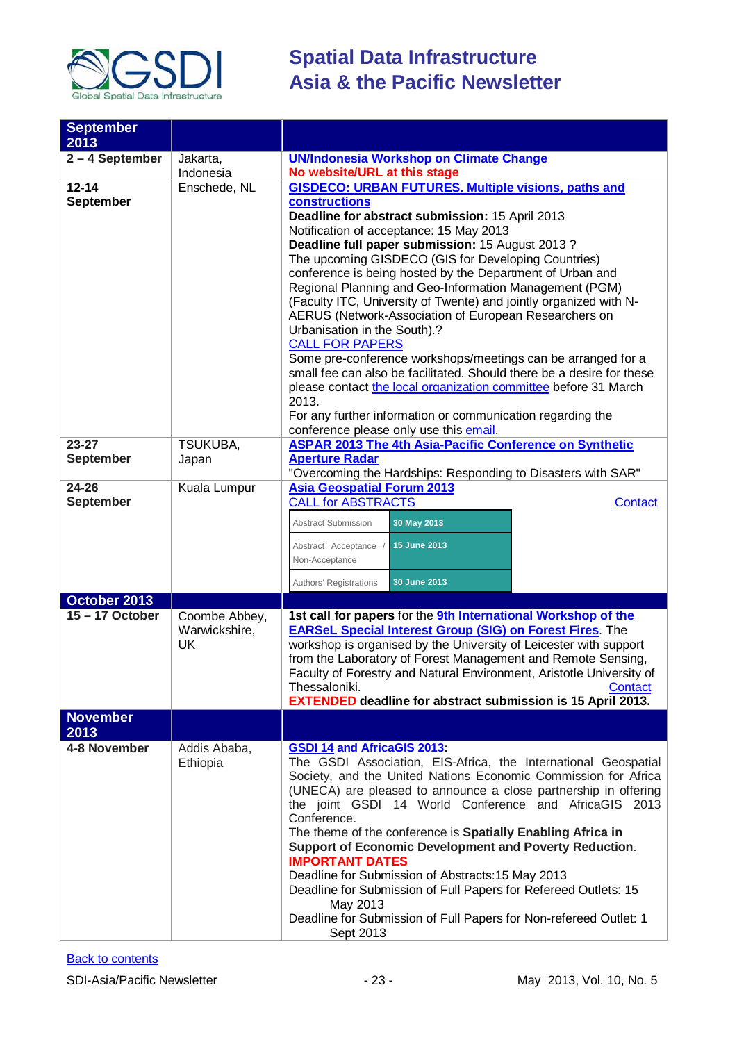| September 2013 | | |
|---|---|---|
| **2 – 4 September** | Jakarta, Indonesia | **UN/Indonesia Workshop on Climate Change**<br>**No website/URL at this stage** |
| **12-14 September** | Enschede, NL | **GISDECO: URBAN FUTURES. Multiple visions, paths and constructions**<br>**Deadline for abstract submission:** 15 April 2013<br>Notification of acceptance: 15 May 2013<br>**Deadline full paper submission:** 15 August 2013 ?<br>The upcoming GISDECO (GIS for Developing Countries) conference is being hosted by the Department of Urban and Regional Planning and Geo-Information Management (PGM) (Faculty ITC, University of Twente) and jointly organized with N-AERUS (Network-Association of European Researchers on Urbanisation in the South).?<br>CALL FOR PAPERS<br>Some pre-conference workshops/meetings can be arranged for a small fee can also be facilitated. Should there be a desire for these please contact the local organization committee before 31 March 2013.<br>For any further information or communication regarding the conference please only use this email. |
| **23-27 September** | TSUKUBA, Japan | **ASPAR 2013 The 4th Asia-Pacific Conference on Synthetic Aperture Radar**<br>"Overcoming the Hardships: Responding to Disasters with SAR" |
| **24-26 September** | Kuala Lumpur | **Asia Geospatial Forum 2013**<br>CALL for ABSTRACTS Contact<br>Abstract Submission: **30 May 2013**<br>Abstract Acceptance / Non-Acceptance: **15 June 2013**<br>Authors' Registrations: **30 June 2013** |
| **October 2013** | | |
| **15 – 17 October** | Coombe Abbey, Warwickshire, UK | **1st call for papers** for the **9th International Workshop of the EARSeL Special Interest Group (SIG) on Forest Fires**. The workshop is organised by the University of Leicester with support from the Laboratory of Forest Management and Remote Sensing, Faculty of Forestry and Natural Environment, Aristotle University of Thessaloniki. Contact<br>**EXTENDED deadline for abstract submission is 15 April 2013.** |
| **November 2013** | | |
| **4-8 November** | Addis Ababa, Ethiopia | **GSDI 14 and AfricaGIS 2013:**<br>The GSDI Association, EIS-Africa, the International Geospatial Society, and the United Nations Economic Commission for Africa (UNECA) are pleased to announce a close partnership in offering the joint GSDI 14 World Conference and AfricaGIS 2013 Conference.<br>The theme of the conference is **Spatially Enabling Africa in Support of Economic Development and Poverty Reduction**.<br>**IMPORTANT DATES**<br>Deadline for Submission of Abstracts:15 May 2013<br>Deadline for Submission of Full Papers for Refereed Outlets: 15 May 2013<br>Deadline for Submission of Full Papers for Non-refereed Outlet: 1 Sept 2013 |

Back to contents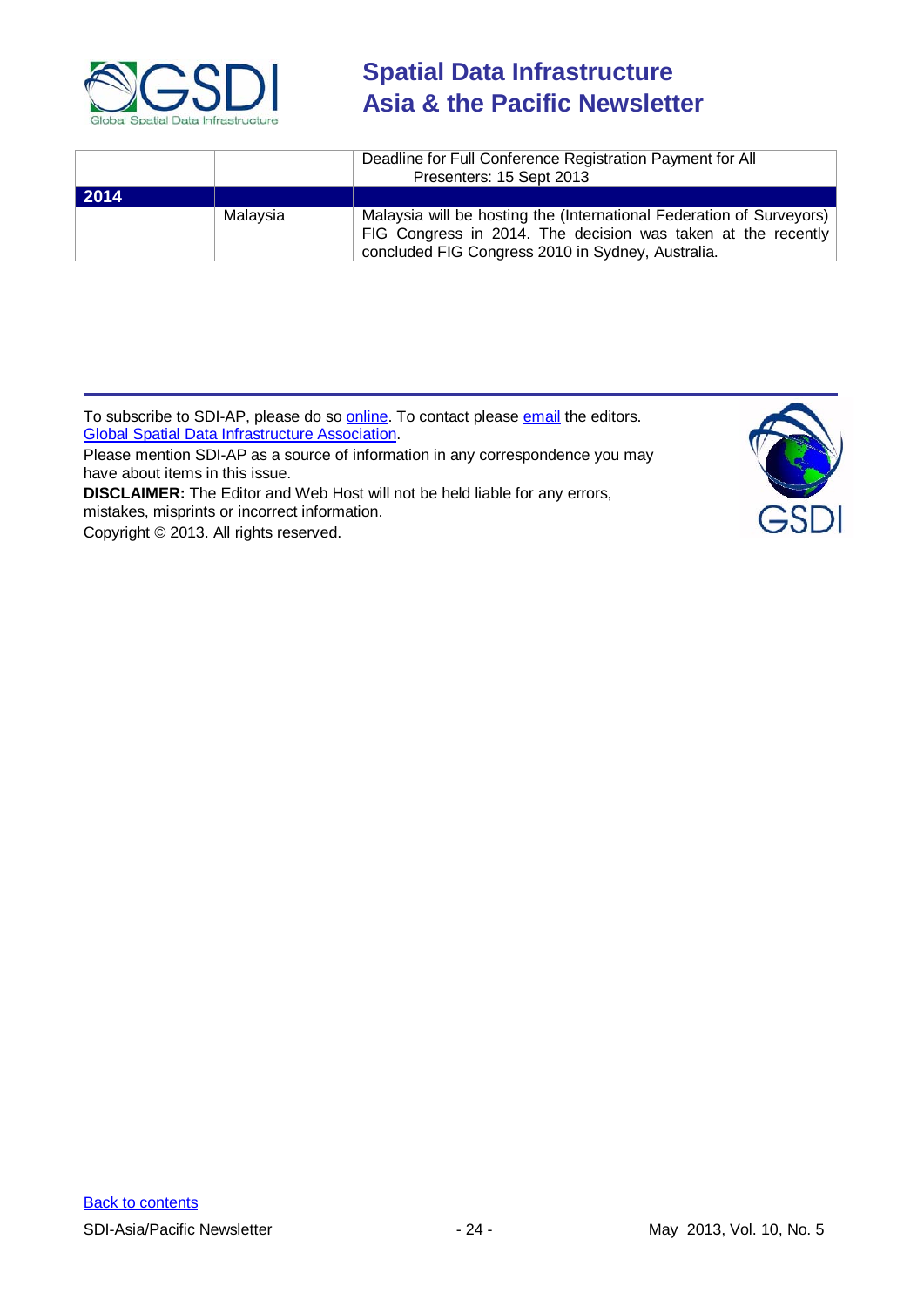| | | |
|---|---|---|
| | | Deadline for Full Conference Registration Payment for All Presenters: 15 Sept 2013 |
| **2014** | | |
| | Malaysia | Malaysia will be hosting the (International Federation of Surveyors) FIG Congress in 2014. The decision was taken at the recently concluded FIG Congress 2010 in Sydney, Australia. |

---

To subscribe to SDI-AP, please do so online. To contact please email the editors.
Global Spatial Data Infrastructure Association.

Please mention SDI-AP as a source of information in any correspondence you may have about items in this issue.

**DISCLAIMER:** The Editor and Web Host will not be held liable for any errors, mistakes, misprints or incorrect information.

Copyright © 2013. All rights reserved.

Back to contents